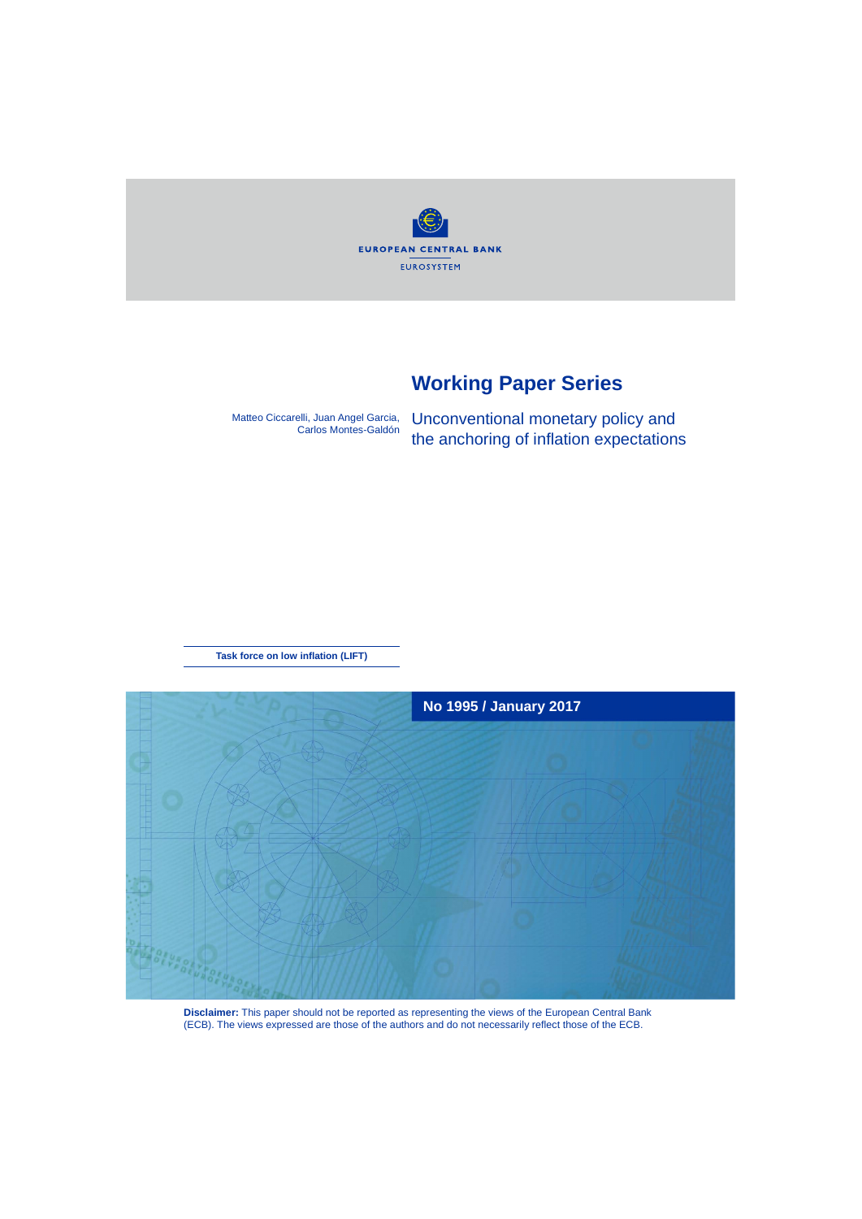EUROPEAN CENTRAL BANK

EUROSYSTEM

# Working Paper Series

Matteo Ciccarelli, Juan Angel Garcia, Carlos Montes-Galdón

## Unconventional monetary policy and the anchoring of inflation expectations

**Task force on low inflation (LIFT)**

**No 1995 / January 2017**

**Disclaimer:** This paper should not be reported as representing the views of the European Central Bank (ECB). The views expressed are those of the authors and do not necessarily reflect those of the ECB.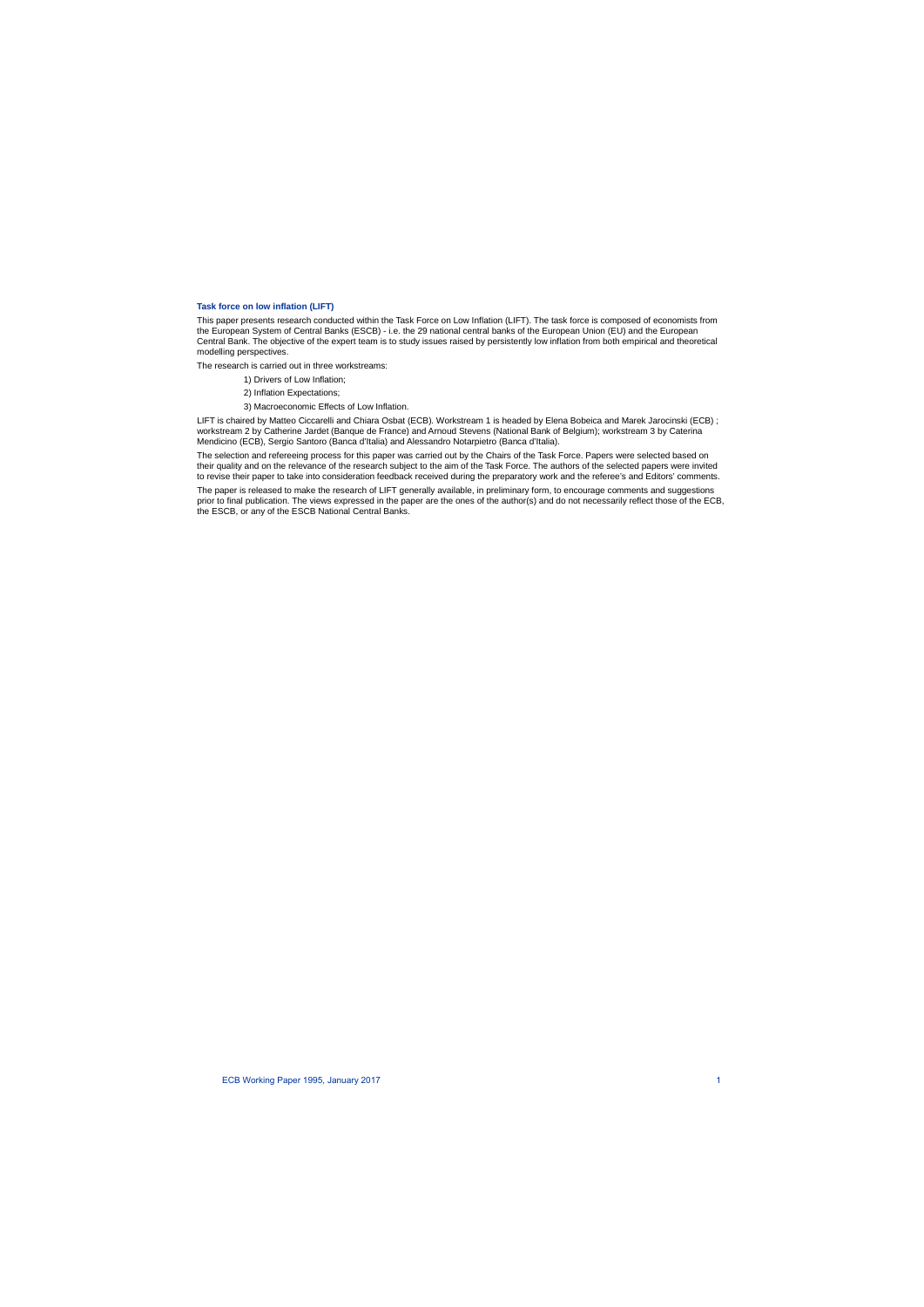**Task force on low inflation (LIFT)**

This paper presents research conducted within the Task Force on Low Inflation (LIFT). The task force is composed of economists from the European System of Central Banks (ESCB) - i.e. the 29 national central banks of the European Union (EU) and the European Central Bank. The objective of the expert team is to study issues raised by persistently low inflation from both empirical and theoretical modelling perspectives.

The research is carried out in three workstreams:

1) Drivers of Low Inflation;

2) Inflation Expectations;

3) Macroeconomic Effects of Low Inflation.

LIFT is chaired by Matteo Ciccarelli and Chiara Osbat (ECB). Workstream 1 is headed by Elena Bobeica and Marek Jarocinski (ECB) ; workstream 2 by Catherine Jardet (Banque de France) and Arnoud Stevens (National Bank of Belgium); workstream 3 by Caterina Mendicino (ECB), Sergio Santoro (Banca d'Italia) and Alessandro Notarpietro (Banca d'Italia).

The selection and refereeing process for this paper was carried out by the Chairs of the Task Force. Papers were selected based on their quality and on the relevance of the research subject to the aim of the Task Force. The authors of the selected papers were invited to revise their paper to take into consideration feedback received during the preparatory work and the referee's and Editors' comments.

The paper is released to make the research of LIFT generally available, in preliminary form, to encourage comments and suggestions prior to final publication. The views expressed in the paper are the ones of the author(s) and do not necessarily reflect those of the ECB, the ESCB, or any of the ESCB National Central Banks.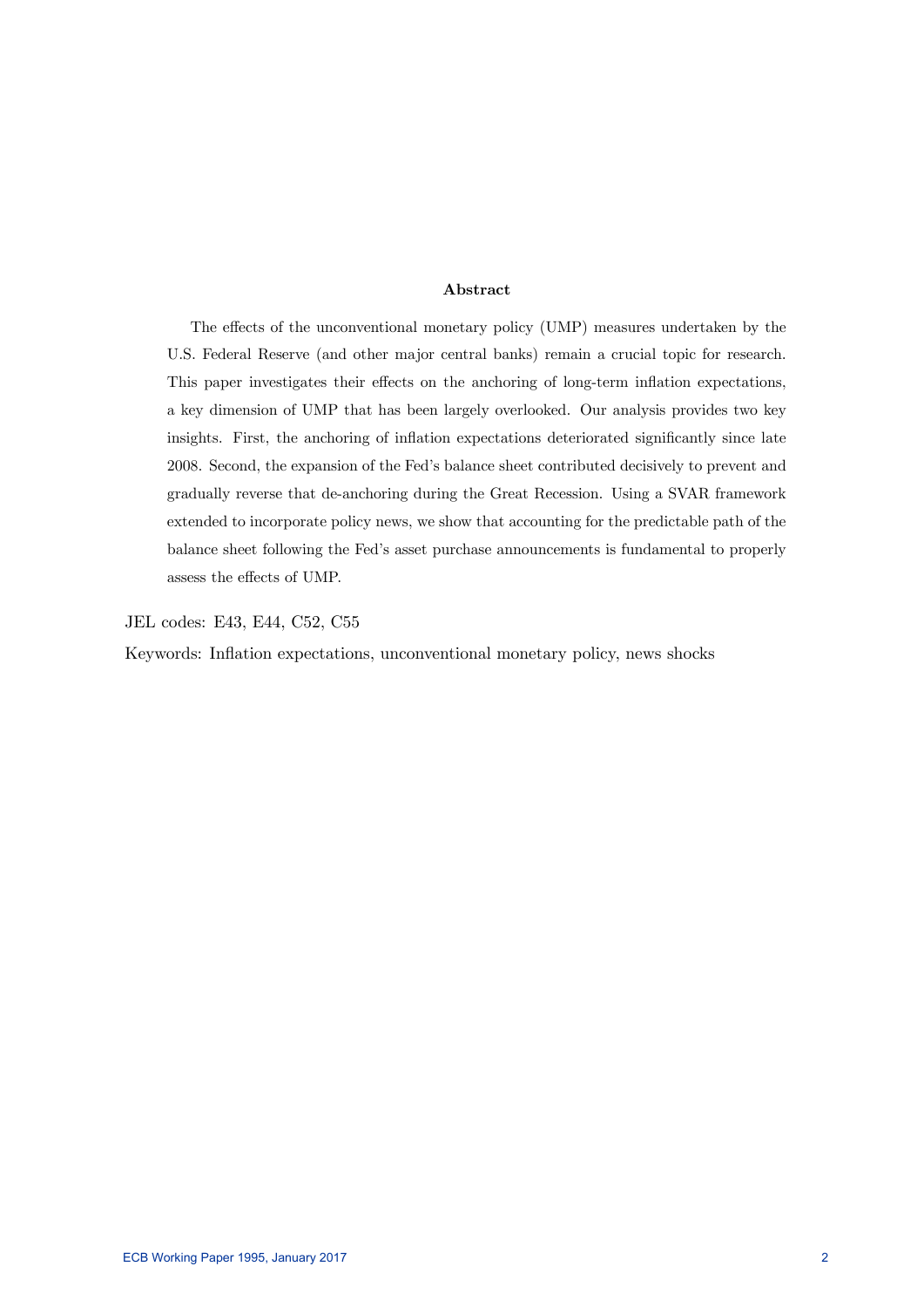## Abstract

The effects of the unconventional monetary policy (UMP) measures undertaken by the U.S. Federal Reserve (and other major central banks) remain a crucial topic for research. This paper investigates their effects on the anchoring of long-term inflation expectations, a key dimension of UMP that has been largely overlooked. Our analysis provides two key insights. First, the anchoring of inflation expectations deteriorated significantly since late 2008. Second, the expansion of the Fed's balance sheet contributed decisively to prevent and gradually reverse that de-anchoring during the Great Recession. Using a SVAR framework extended to incorporate policy news, we show that accounting for the predictable path of the balance sheet following the Fed's asset purchase announcements is fundamental to properly assess the effects of UMP.

JEL codes: E43, E44, C52, C55

Keywords: Inflation expectations, unconventional monetary policy, news shocks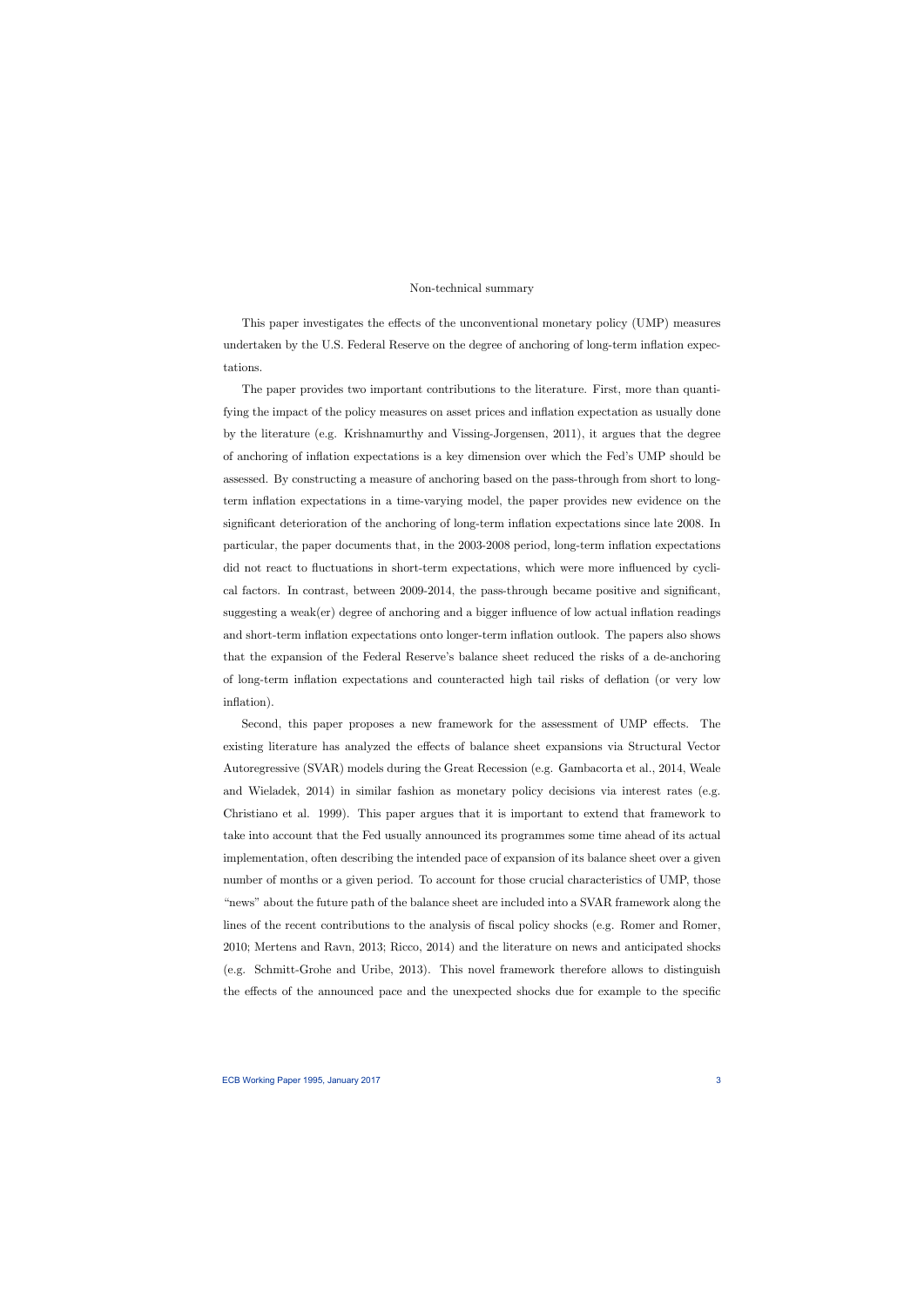# Non-technical summary

This paper investigates the effects of the unconventional monetary policy (UMP) measures undertaken by the U.S. Federal Reserve on the degree of anchoring of long-term inflation expectations.

The paper provides two important contributions to the literature. First, more than quantifying the impact of the policy measures on asset prices and inflation expectation as usually done by the literature (e.g. Krishnamurthy and Vissing-Jorgensen, 2011), it argues that the degree of anchoring of inflation expectations is a key dimension over which the Fed's UMP should be assessed. By constructing a measure of anchoring based on the pass-through from short to long-term inflation expectations in a time-varying model, the paper provides new evidence on the significant deterioration of the anchoring of long-term inflation expectations since late 2008. In particular, the paper documents that, in the 2003-2008 period, long-term inflation expectations did not react to fluctuations in short-term expectations, which were more influenced by cyclical factors. In contrast, between 2009-2014, the pass-through became positive and significant, suggesting a weak(er) degree of anchoring and a bigger influence of low actual inflation readings and short-term inflation expectations onto longer-term inflation outlook. The papers also shows that the expansion of the Federal Reserve's balance sheet reduced the risks of a de-anchoring of long-term inflation expectations and counteracted high tail risks of deflation (or very low inflation).

Second, this paper proposes a new framework for the assessment of UMP effects. The existing literature has analyzed the effects of balance sheet expansions via Structural Vector Autoregressive (SVAR) models during the Great Recession (e.g. Gambacorta et al., 2014, Weale and Wieladek, 2014) in similar fashion as monetary policy decisions via interest rates (e.g. Christiano et al. 1999). This paper argues that it is important to extend that framework to take into account that the Fed usually announced its programmes some time ahead of its actual implementation, often describing the intended pace of expansion of its balance sheet over a given number of months or a given period. To account for those crucial characteristics of UMP, those "news" about the future path of the balance sheet are included into a SVAR framework along the lines of the recent contributions to the analysis of fiscal policy shocks (e.g. Romer and Romer, 2010; Mertens and Ravn, 2013; Ricco, 2014) and the literature on news and anticipated shocks (e.g. Schmitt-Grohe and Uribe, 2013). This novel framework therefore allows to distinguish the effects of the announced pace and the unexpected shocks due for example to the specific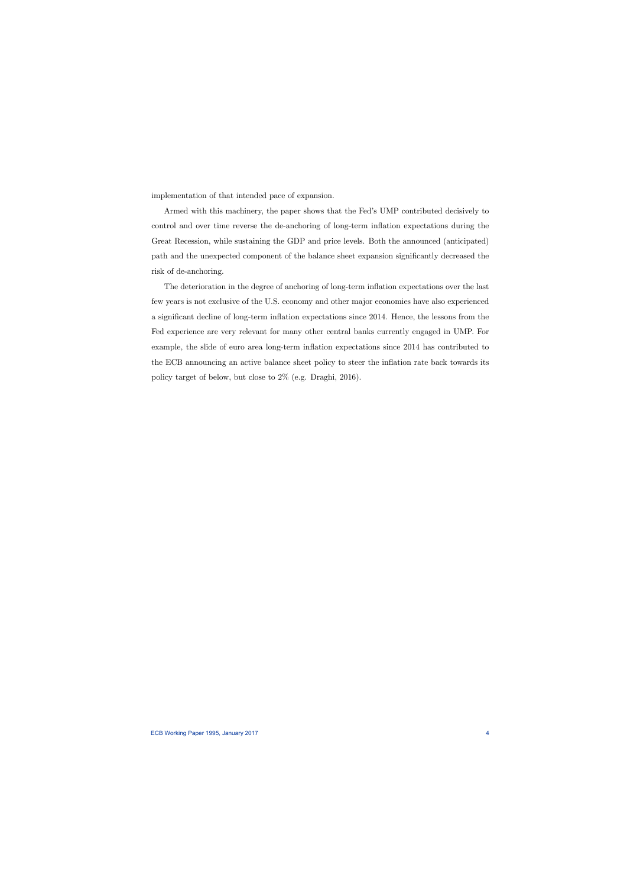implementation of that intended pace of expansion.

Armed with this machinery, the paper shows that the Fed's UMP contributed decisively to control and over time reverse the de-anchoring of long-term inflation expectations during the Great Recession, while sustaining the GDP and price levels. Both the announced (anticipated) path and the unexpected component of the balance sheet expansion significantly decreased the risk of de-anchoring.

The deterioration in the degree of anchoring of long-term inflation expectations over the last few years is not exclusive of the U.S. economy and other major economies have also experienced a significant decline of long-term inflation expectations since 2014. Hence, the lessons from the Fed experience are very relevant for many other central banks currently engaged in UMP. For example, the slide of euro area long-term inflation expectations since 2014 has contributed to the ECB announcing an active balance sheet policy to steer the inflation rate back towards its policy target of below, but close to 2% (e.g. Draghi, 2016).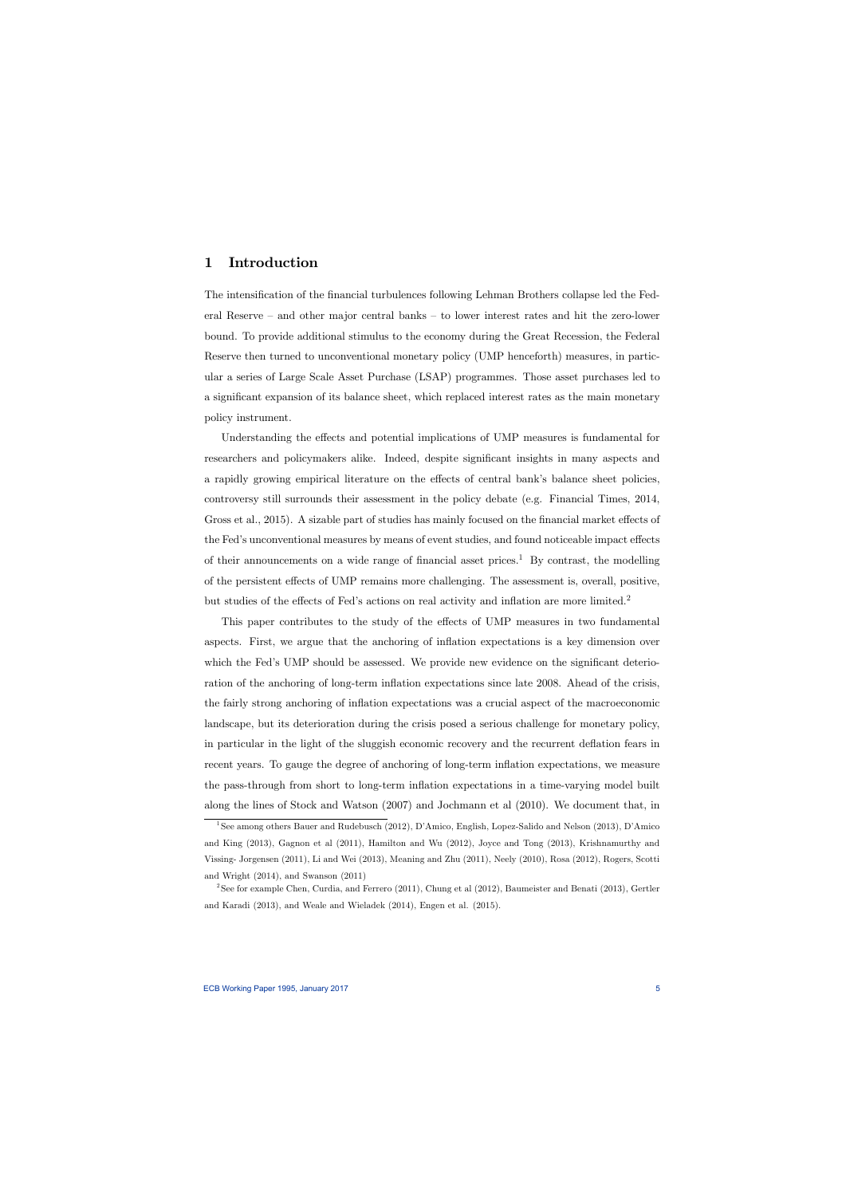## 1 Introduction

The intensification of the financial turbulences following Lehman Brothers collapse led the Federal Reserve – and other major central banks – to lower interest rates and hit the zero-lower bound. To provide additional stimulus to the economy during the Great Recession, the Federal Reserve then turned to unconventional monetary policy (UMP henceforth) measures, in particular a series of Large Scale Asset Purchase (LSAP) programmes. Those asset purchases led to a significant expansion of its balance sheet, which replaced interest rates as the main monetary policy instrument.

Understanding the effects and potential implications of UMP measures is fundamental for researchers and policymakers alike. Indeed, despite significant insights in many aspects and a rapidly growing empirical literature on the effects of central bank's balance sheet policies, controversy still surrounds their assessment in the policy debate (e.g. Financial Times, 2014, Gross et al., 2015). A sizable part of studies has mainly focused on the financial market effects of the Fed's unconventional measures by means of event studies, and found noticeable impact effects of their announcements on a wide range of financial asset prices.[1] By contrast, the modelling of the persistent effects of UMP remains more challenging. The assessment is, overall, positive, but studies of the effects of Fed's actions on real activity and inflation are more limited.[2]

This paper contributes to the study of the effects of UMP measures in two fundamental aspects. First, we argue that the anchoring of inflation expectations is a key dimension over which the Fed's UMP should be assessed. We provide new evidence on the significant deterioration of the anchoring of long-term inflation expectations since late 2008. Ahead of the crisis, the fairly strong anchoring of inflation expectations was a crucial aspect of the macroeconomic landscape, but its deterioration during the crisis posed a serious challenge for monetary policy, in particular in the light of the sluggish economic recovery and the recurrent deflation fears in recent years. To gauge the degree of anchoring of long-term inflation expectations, we measure the pass-through from short to long-term inflation expectations in a time-varying model built along the lines of Stock and Watson (2007) and Jochmann et al (2010). We document that, in

[1] See among others Bauer and Rudebusch (2012), D'Amico, English, Lopez-Salido and Nelson (2013), D'Amico and King (2013), Gagnon et al (2011), Hamilton and Wu (2012), Joyce and Tong (2013), Krishnamurthy and Vissing- Jorgensen (2011), Li and Wei (2013), Meaning and Zhu (2011), Neely (2010), Rosa (2012), Rogers, Scotti and Wright (2014), and Swanson (2011)

[2] See for example Chen, Curdia, and Ferrero (2011), Chung et al (2012), Baumeister and Benati (2013), Gertler and Karadi (2013), and Weale and Wieladek (2014), Engen et al. (2015).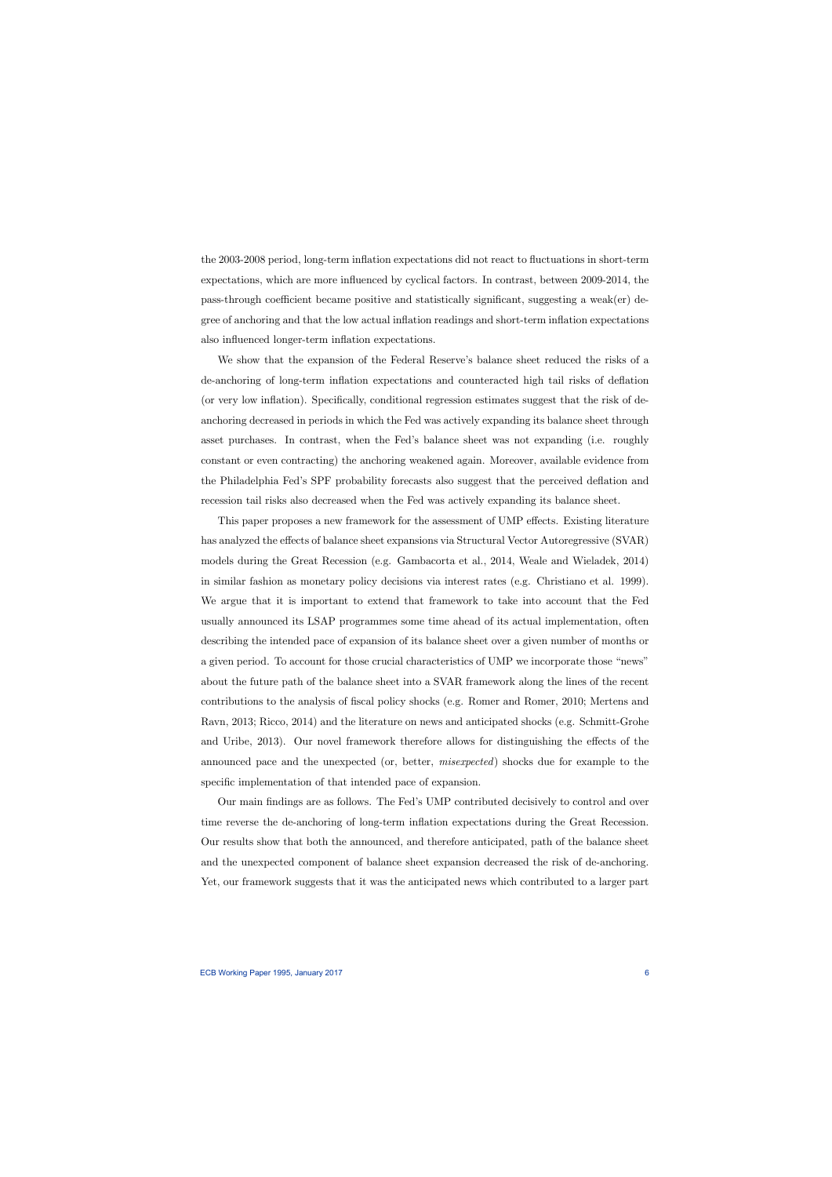the 2003-2008 period, long-term inflation expectations did not react to fluctuations in short-term expectations, which are more influenced by cyclical factors. In contrast, between 2009-2014, the pass-through coefficient became positive and statistically significant, suggesting a weak(er) degree of anchoring and that the low actual inflation readings and short-term inflation expectations also influenced longer-term inflation expectations.

We show that the expansion of the Federal Reserve's balance sheet reduced the risks of a de-anchoring of long-term inflation expectations and counteracted high tail risks of deflation (or very low inflation). Specifically, conditional regression estimates suggest that the risk of de-anchoring decreased in periods in which the Fed was actively expanding its balance sheet through asset purchases. In contrast, when the Fed's balance sheet was not expanding (i.e. roughly constant or even contracting) the anchoring weakened again. Moreover, available evidence from the Philadelphia Fed's SPF probability forecasts also suggest that the perceived deflation and recession tail risks also decreased when the Fed was actively expanding its balance sheet.

This paper proposes a new framework for the assessment of UMP effects. Existing literature has analyzed the effects of balance sheet expansions via Structural Vector Autoregressive (SVAR) models during the Great Recession (e.g. Gambacorta et al., 2014, Weale and Wieladek, 2014) in similar fashion as monetary policy decisions via interest rates (e.g. Christiano et al. 1999). We argue that it is important to extend that framework to take into account that the Fed usually announced its LSAP programmes some time ahead of its actual implementation, often describing the intended pace of expansion of its balance sheet over a given number of months or a given period. To account for those crucial characteristics of UMP we incorporate those "news" about the future path of the balance sheet into a SVAR framework along the lines of the recent contributions to the analysis of fiscal policy shocks (e.g. Romer and Romer, 2010; Mertens and Ravn, 2013; Ricco, 2014) and the literature on news and anticipated shocks (e.g. Schmitt-Grohe and Uribe, 2013). Our novel framework therefore allows for distinguishing the effects of the announced pace and the unexpected (or, better, *misexpected*) shocks due for example to the specific implementation of that intended pace of expansion.

Our main findings are as follows. The Fed's UMP contributed decisively to control and over time reverse the de-anchoring of long-term inflation expectations during the Great Recession. Our results show that both the announced, and therefore anticipated, path of the balance sheet and the unexpected component of balance sheet expansion decreased the risk of de-anchoring. Yet, our framework suggests that it was the anticipated news which contributed to a larger part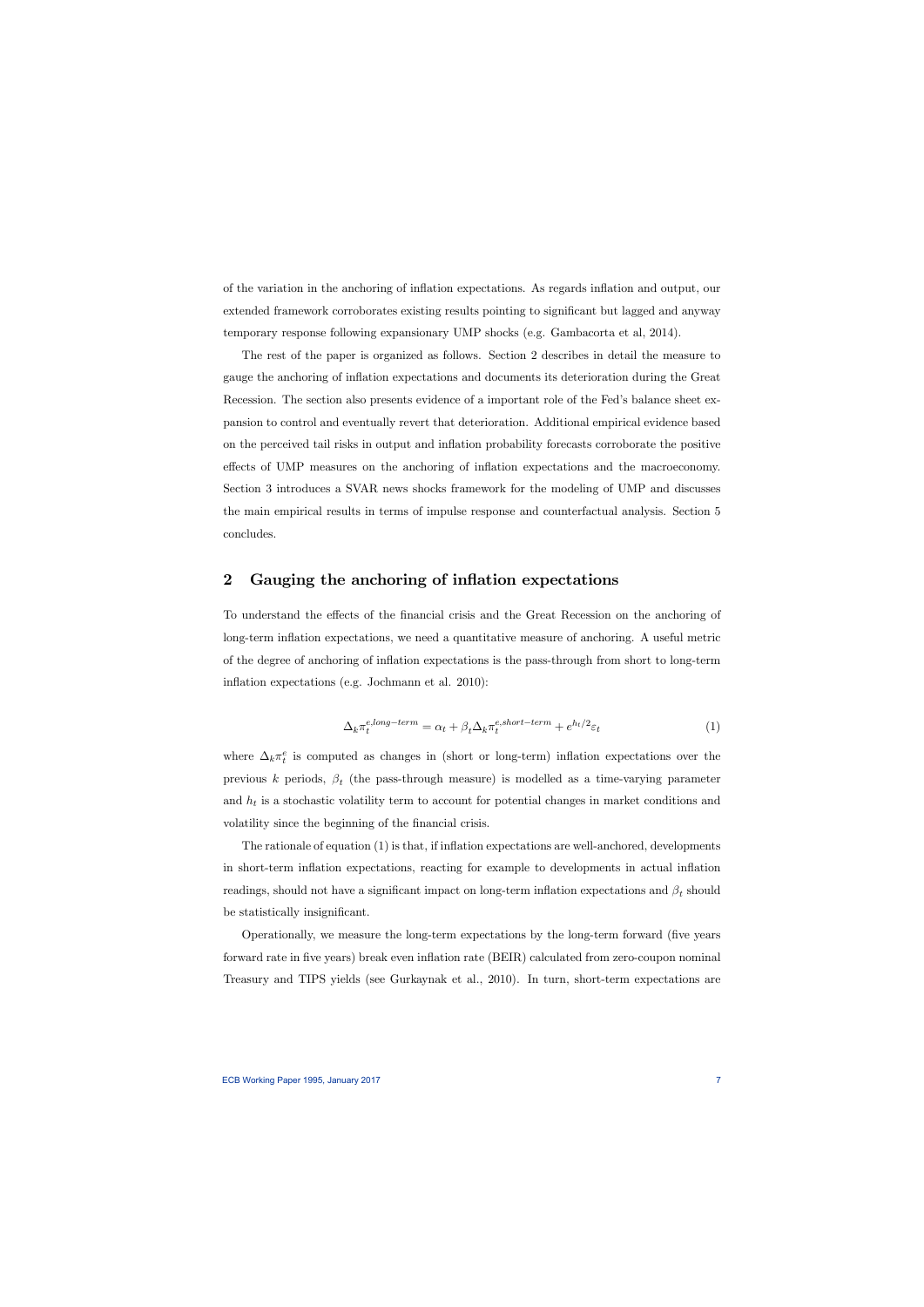of the variation in the anchoring of inflation expectations. As regards inflation and output, our extended framework corroborates existing results pointing to significant but lagged and anyway temporary response following expansionary UMP shocks (e.g. Gambacorta et al, 2014).

The rest of the paper is organized as follows. Section 2 describes in detail the measure to gauge the anchoring of inflation expectations and documents its deterioration during the Great Recession. The section also presents evidence of a important role of the Fed's balance sheet expansion to control and eventually revert that deterioration. Additional empirical evidence based on the perceived tail risks in output and inflation probability forecasts corroborate the positive effects of UMP measures on the anchoring of inflation expectations and the macroeconomy. Section 3 introduces a SVAR news shocks framework for the modeling of UMP and discusses the main empirical results in terms of impulse response and counterfactual analysis. Section 5 concludes.

## 2 Gauging the anchoring of inflation expectations

To understand the effects of the financial crisis and the Great Recession on the anchoring of long-term inflation expectations, we need a quantitative measure of anchoring. A useful metric of the degree of anchoring of inflation expectations is the pass-through from short to long-term inflation expectations (e.g. Jochmann et al. 2010):

$$\Delta_k \pi_t^{e,long-term} = \alpha_t + \beta_t \Delta_k \pi_t^{e,short-term} + e^{h_t/2} \varepsilon_t \tag{1}$$

where $\Delta_k \pi_t^e$ is computed as changes in (short or long-term) inflation expectations over the previous $k$ periods, $\beta_t$ (the pass-through measure) is modelled as a time-varying parameter and $h_t$ is a stochastic volatility term to account for potential changes in market conditions and volatility since the beginning of the financial crisis.

The rationale of equation (1) is that, if inflation expectations are well-anchored, developments in short-term inflation expectations, reacting for example to developments in actual inflation readings, should not have a significant impact on long-term inflation expectations and $\beta_t$ should be statistically insignificant.

Operationally, we measure the long-term expectations by the long-term forward (five years forward rate in five years) break even inflation rate (BEIR) calculated from zero-coupon nominal Treasury and TIPS yields (see Gurkaynak et al., 2010). In turn, short-term expectations are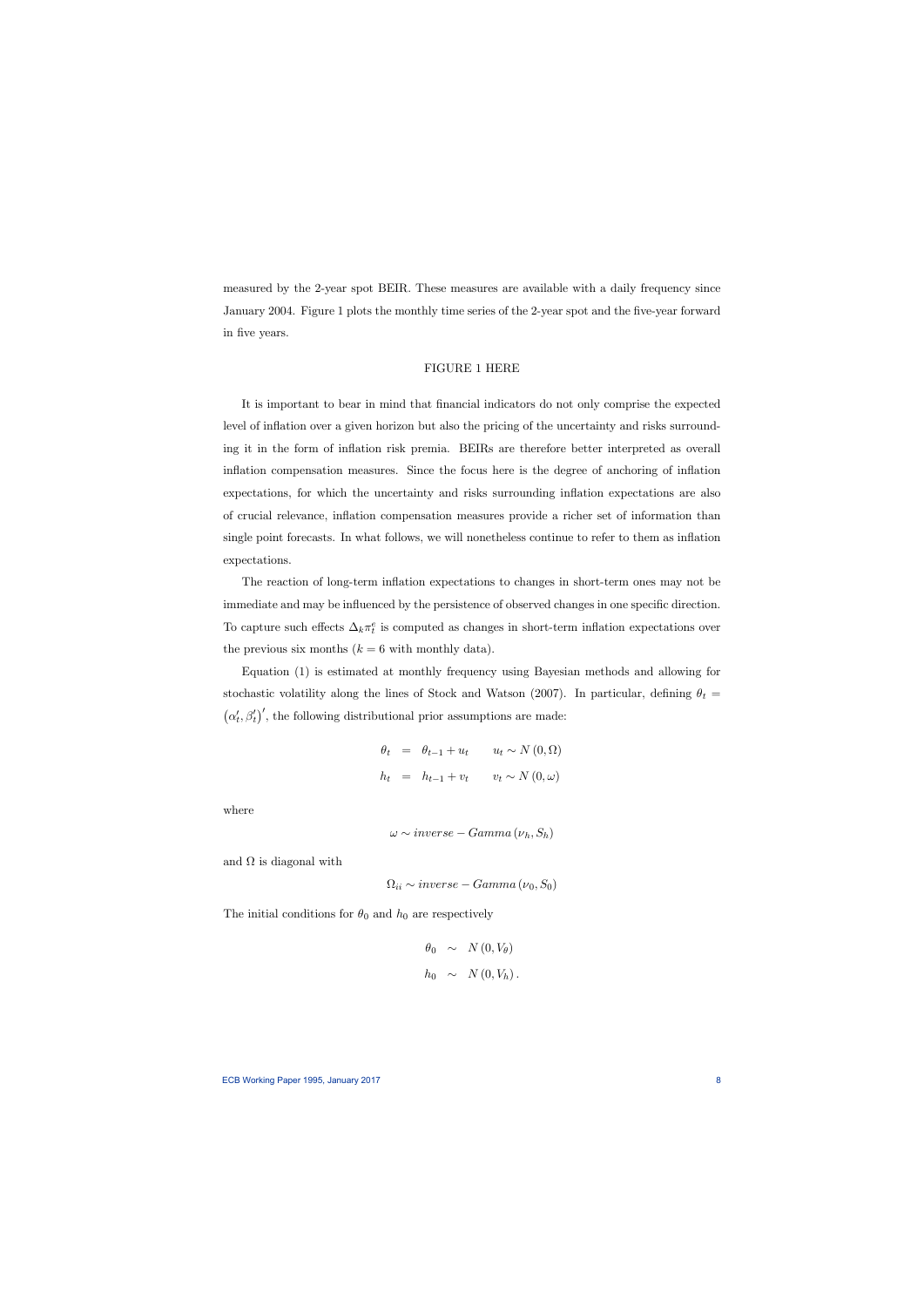measured by the 2-year spot BEIR. These measures are available with a daily frequency since January 2004. Figure 1 plots the monthly time series of the 2-year spot and the five-year forward in five years.

FIGURE 1 HERE

It is important to bear in mind that financial indicators do not only comprise the expected level of inflation over a given horizon but also the pricing of the uncertainty and risks surrounding it in the form of inflation risk premia. BEIRs are therefore better interpreted as overall inflation compensation measures. Since the focus here is the degree of anchoring of inflation expectations, for which the uncertainty and risks surrounding inflation expectations are also of crucial relevance, inflation compensation measures provide a richer set of information than single point forecasts. In what follows, we will nonetheless continue to refer to them as inflation expectations.

The reaction of long-term inflation expectations to changes in short-term ones may not be immediate and may be influenced by the persistence of observed changes in one specific direction. To capture such effects $\Delta_k \pi_t^e$ is computed as changes in short-term inflation expectations over the previous six months ($k = 6$ with monthly data).

Equation (1) is estimated at monthly frequency using Bayesian methods and allowing for stochastic volatility along the lines of Stock and Watson (2007). In particular, defining $\theta_t = \left(\alpha_t', \beta_t'\right)'$, the following distributional prior assumptions are made:

$$
\begin{aligned}
\theta_t &= \theta_{t-1} + u_t \qquad u_t \sim N\left(0, \Omega\right) \\
h_t &= h_{t-1} + v_t \qquad v_t \sim N\left(0, \omega\right)
\end{aligned}
$$

where

$$
\omega \sim inverse - Gamma\left(\nu_h, S_h\right)
$$

and $\Omega$ is diagonal with

$$
\Omega_{ii} \sim inverse - Gamma\left(\nu_0, S_0\right)
$$

The initial conditions for $\theta_0$ and $h_0$ are respectively

$$
\begin{aligned}
\theta_0 &\sim N\left(0, V_\theta\right) \\
h_0 &\sim N\left(0, V_h\right).
\end{aligned}
$$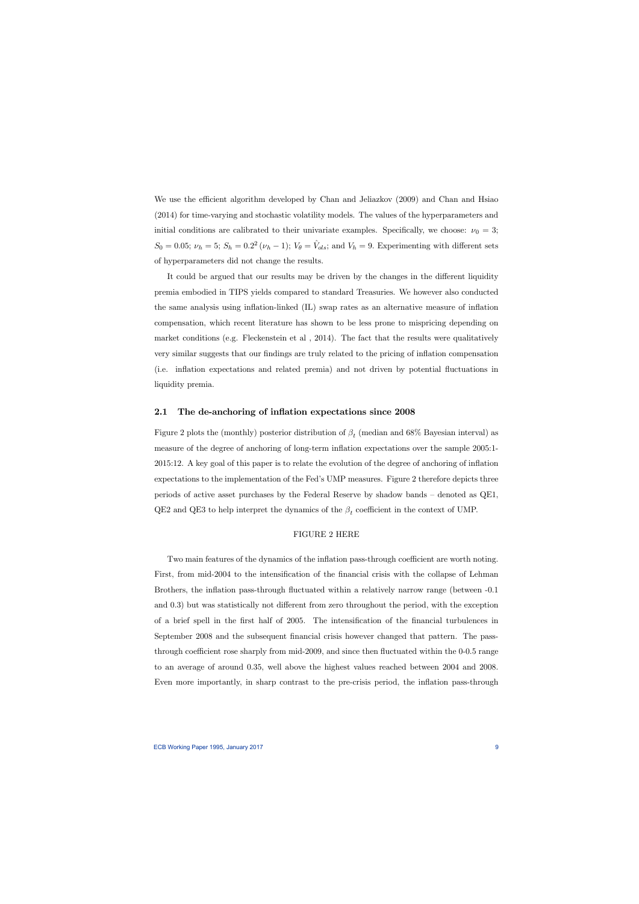We use the efficient algorithm developed by Chan and Jeliazkov (2009) and Chan and Hsiao (2014) for time-varying and stochastic volatility models. The values of the hyperparameters and initial conditions are calibrated to their univariate examples. Specifically, we choose: $\nu_0 = 3$; $S_0 = 0.05$; $\nu_h = 5$; $S_h = 0.2^2\,(\nu_h - 1)$; $V_\theta = \hat{V}_{ols}$; and $V_h = 9$. Experimenting with different sets of hyperparameters did not change the results.

It could be argued that our results may be driven by the changes in the different liquidity premia embodied in TIPS yields compared to standard Treasuries. We however also conducted the same analysis using inflation-linked (IL) swap rates as an alternative measure of inflation compensation, which recent literature has shown to be less prone to mispricing depending on market conditions (e.g. Fleckenstein et al , 2014). The fact that the results were qualitatively very similar suggests that our findings are truly related to the pricing of inflation compensation (i.e. inflation expectations and related premia) and not driven by potential fluctuations in liquidity premia.

## 2.1 The de-anchoring of inflation expectations since 2008

Figure 2 plots the (monthly) posterior distribution of $\beta_t$ (median and 68% Bayesian interval) as measure of the degree of anchoring of long-term inflation expectations over the sample 2005:1-2015:12. A key goal of this paper is to relate the evolution of the degree of anchoring of inflation expectations to the implementation of the Fed's UMP measures. Figure 2 therefore depicts three periods of active asset purchases by the Federal Reserve by shadow bands – denoted as QE1, QE2 and QE3 to help interpret the dynamics of the $\beta_t$ coefficient in the context of UMP.

FIGURE 2 HERE

Two main features of the dynamics of the inflation pass-through coefficient are worth noting. First, from mid-2004 to the intensification of the financial crisis with the collapse of Lehman Brothers, the inflation pass-through fluctuated within a relatively narrow range (between -0.1 and 0.3) but was statistically not different from zero throughout the period, with the exception of a brief spell in the first half of 2005. The intensification of the financial turbulences in September 2008 and the subsequent financial crisis however changed that pattern. The pass-through coefficient rose sharply from mid-2009, and since then fluctuated within the 0-0.5 range to an average of around 0.35, well above the highest values reached between 2004 and 2008. Even more importantly, in sharp contrast to the pre-crisis period, the inflation pass-through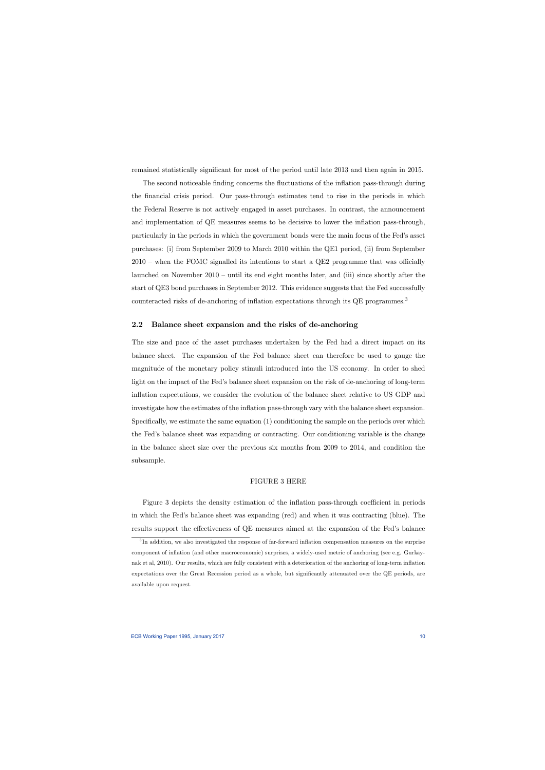remained statistically significant for most of the period until late 2013 and then again in 2015.

The second noticeable finding concerns the fluctuations of the inflation pass-through during the financial crisis period. Our pass-through estimates tend to rise in the periods in which the Federal Reserve is not actively engaged in asset purchases. In contrast, the announcement and implementation of QE measures seems to be decisive to lower the inflation pass-through, particularly in the periods in which the government bonds were the main focus of the Fed's asset purchases: (i) from September 2009 to March 2010 within the QE1 period, (ii) from September 2010 – when the FOMC signalled its intentions to start a QE2 programme that was officially launched on November 2010 – until its end eight months later, and (iii) since shortly after the start of QE3 bond purchases in September 2012. This evidence suggests that the Fed successfully counteracted risks of de-anchoring of inflation expectations through its QE programmes.[3]

## 2.2 Balance sheet expansion and the risks of de-anchoring

The size and pace of the asset purchases undertaken by the Fed had a direct impact on its balance sheet. The expansion of the Fed balance sheet can therefore be used to gauge the magnitude of the monetary policy stimuli introduced into the US economy. In order to shed light on the impact of the Fed's balance sheet expansion on the risk of de-anchoring of long-term inflation expectations, we consider the evolution of the balance sheet relative to US GDP and investigate how the estimates of the inflation pass-through vary with the balance sheet expansion. Specifically, we estimate the same equation (1) conditioning the sample on the periods over which the Fed's balance sheet was expanding or contracting. Our conditioning variable is the change in the balance sheet size over the previous six months from 2009 to 2014, and condition the subsample.

FIGURE 3 HERE

Figure 3 depicts the density estimation of the inflation pass-through coefficient in periods in which the Fed's balance sheet was expanding (red) and when it was contracting (blue). The results support the effectiveness of QE measures aimed at the expansion of the Fed's balance

[3] In addition, we also investigated the response of far-forward inflation compensation measures on the surprise component of inflation (and other macroeconomic) surprises, a widely-used metric of anchoring (see e.g. Gurkaynak et al, 2010). Our results, which are fully consistent with a deterioration of the anchoring of long-term inflation expectations over the Great Recession period as a whole, but significantly attenuated over the QE periods, are available upon request.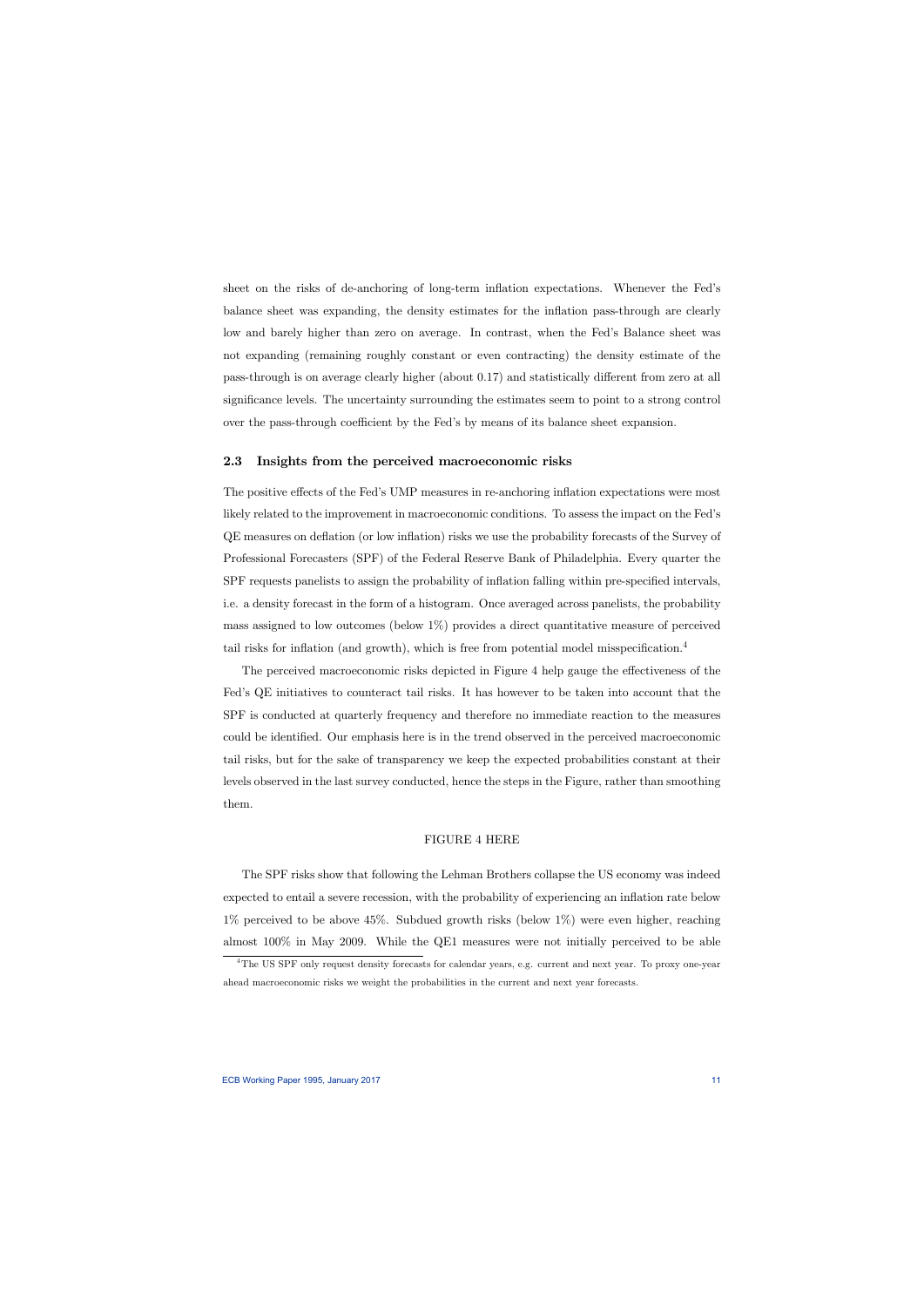sheet on the risks of de-anchoring of long-term inflation expectations. Whenever the Fed's balance sheet was expanding, the density estimates for the inflation pass-through are clearly low and barely higher than zero on average. In contrast, when the Fed's Balance sheet was not expanding (remaining roughly constant or even contracting) the density estimate of the pass-through is on average clearly higher (about 0.17) and statistically different from zero at all significance levels. The uncertainty surrounding the estimates seem to point to a strong control over the pass-through coefficient by the Fed's by means of its balance sheet expansion.

### 2.3 Insights from the perceived macroeconomic risks

The positive effects of the Fed's UMP measures in re-anchoring inflation expectations were most likely related to the improvement in macroeconomic conditions. To assess the impact on the Fed's QE measures on deflation (or low inflation) risks we use the probability forecasts of the Survey of Professional Forecasters (SPF) of the Federal Reserve Bank of Philadelphia. Every quarter the SPF requests panelists to assign the probability of inflation falling within pre-specified intervals, i.e. a density forecast in the form of a histogram. Once averaged across panelists, the probability mass assigned to low outcomes (below 1%) provides a direct quantitative measure of perceived tail risks for inflation (and growth), which is free from potential model misspecification.[4]

The perceived macroeconomic risks depicted in Figure 4 help gauge the effectiveness of the Fed's QE initiatives to counteract tail risks. It has however to be taken into account that the SPF is conducted at quarterly frequency and therefore no immediate reaction to the measures could be identified. Our emphasis here is in the trend observed in the perceived macroeconomic tail risks, but for the sake of transparency we keep the expected probabilities constant at their levels observed in the last survey conducted, hence the steps in the Figure, rather than smoothing them.

FIGURE 4 HERE

The SPF risks show that following the Lehman Brothers collapse the US economy was indeed expected to entail a severe recession, with the probability of experiencing an inflation rate below 1% perceived to be above 45%. Subdued growth risks (below 1%) were even higher, reaching almost 100% in May 2009. While the QE1 measures were not initially perceived to be able

[4] The US SPF only request density forecasts for calendar years, e.g. current and next year. To proxy one-year ahead macroeconomic risks we weight the probabilities in the current and next year forecasts.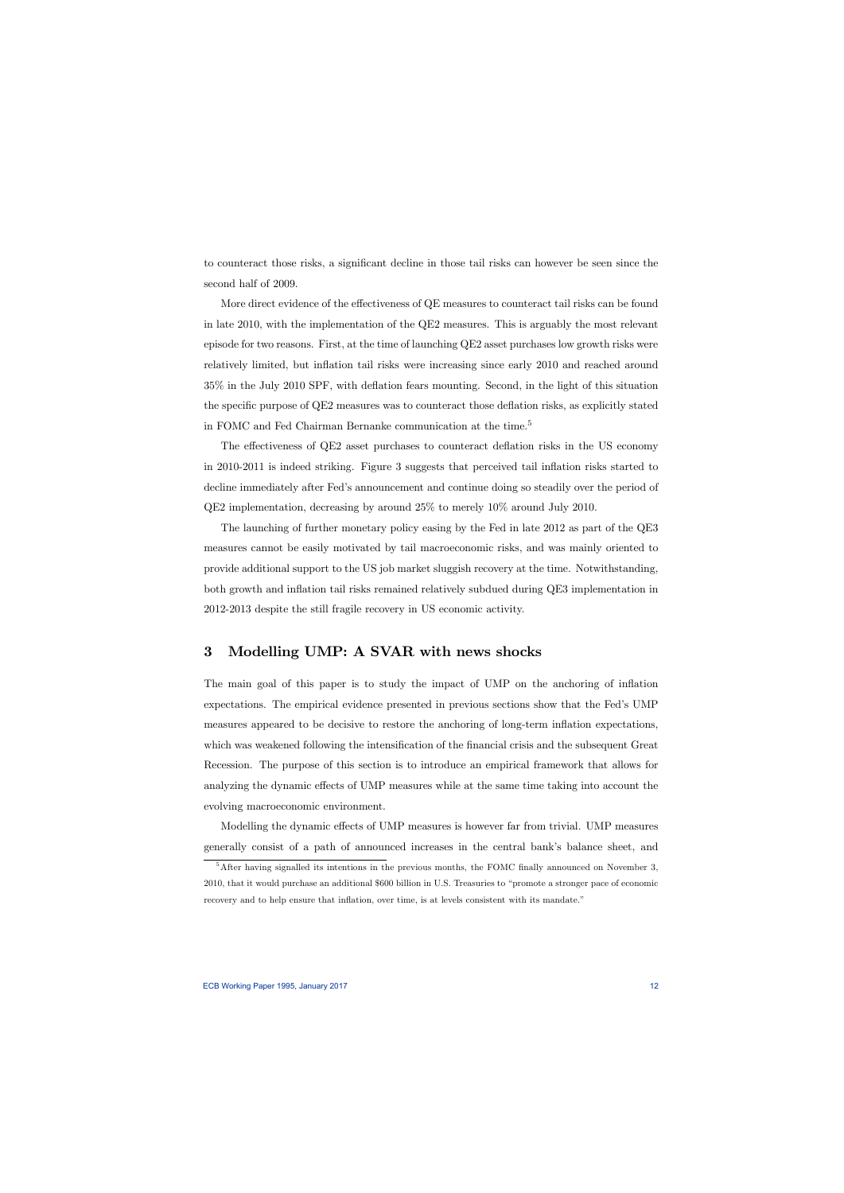to counteract those risks, a significant decline in those tail risks can however be seen since the second half of 2009.

More direct evidence of the effectiveness of QE measures to counteract tail risks can be found in late 2010, with the implementation of the QE2 measures. This is arguably the most relevant episode for two reasons. First, at the time of launching QE2 asset purchases low growth risks were relatively limited, but inflation tail risks were increasing since early 2010 and reached around 35% in the July 2010 SPF, with deflation fears mounting. Second, in the light of this situation the specific purpose of QE2 measures was to counteract those deflation risks, as explicitly stated in FOMC and Fed Chairman Bernanke communication at the time.[5]

The effectiveness of QE2 asset purchases to counteract deflation risks in the US economy in 2010-2011 is indeed striking. Figure 3 suggests that perceived tail inflation risks started to decline immediately after Fed's announcement and continue doing so steadily over the period of QE2 implementation, decreasing by around 25% to merely 10% around July 2010.

The launching of further monetary policy easing by the Fed in late 2012 as part of the QE3 measures cannot be easily motivated by tail macroeconomic risks, and was mainly oriented to provide additional support to the US job market sluggish recovery at the time. Notwithstanding, both growth and inflation tail risks remained relatively subdued during QE3 implementation in 2012-2013 despite the still fragile recovery in US economic activity.

## 3 Modelling UMP: A SVAR with news shocks

The main goal of this paper is to study the impact of UMP on the anchoring of inflation expectations. The empirical evidence presented in previous sections show that the Fed's UMP measures appeared to be decisive to restore the anchoring of long-term inflation expectations, which was weakened following the intensification of the financial crisis and the subsequent Great Recession. The purpose of this section is to introduce an empirical framework that allows for analyzing the dynamic effects of UMP measures while at the same time taking into account the evolving macroeconomic environment.

Modelling the dynamic effects of UMP measures is however far from trivial. UMP measures generally consist of a path of announced increases in the central bank's balance sheet, and

[5] After having signalled its intentions in the previous months, the FOMC finally announced on November 3, 2010, that it would purchase an additional $600 billion in U.S. Treasuries to "promote a stronger pace of economic recovery and to help ensure that inflation, over time, is at levels consistent with its mandate."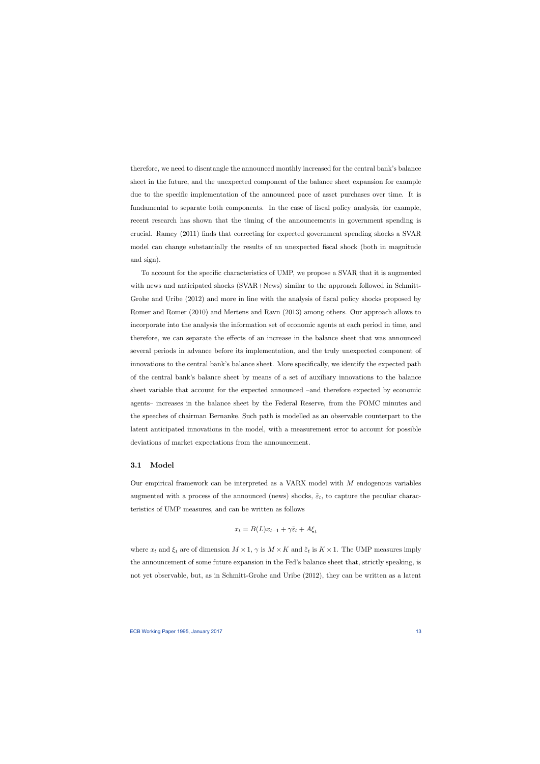therefore, we need to disentangle the announced monthly increased for the central bank's balance sheet in the future, and the unexpected component of the balance sheet expansion for example due to the specific implementation of the announced pace of asset purchases over time. It is fundamental to separate both components. In the case of fiscal policy analysis, for example, recent research has shown that the timing of the announcements in government spending is crucial. Ramey (2011) finds that correcting for expected government spending shocks a SVAR model can change substantially the results of an unexpected fiscal shock (both in magnitude and sign).

To account for the specific characteristics of UMP, we propose a SVAR that it is augmented with news and anticipated shocks (SVAR+News) similar to the approach followed in Schmitt-Grohe and Uribe (2012) and more in line with the analysis of fiscal policy shocks proposed by Romer and Romer (2010) and Mertens and Ravn (2013) among others. Our approach allows to incorporate into the analysis the information set of economic agents at each period in time, and therefore, we can separate the effects of an increase in the balance sheet that was announced several periods in advance before its implementation, and the truly unexpected component of innovations to the central bank's balance sheet. More specifically, we identify the expected path of the central bank's balance sheet by means of a set of auxiliary innovations to the balance sheet variable that account for the expected announced –and therefore expected by economic agents– increases in the balance sheet by the Federal Reserve, from the FOMC minutes and the speeches of chairman Bernanke. Such path is modelled as an observable counterpart to the latent anticipated innovations in the model, with a measurement error to account for possible deviations of market expectations from the announcement.

### 3.1 Model

Our empirical framework can be interpreted as a VARX model with $M$ endogenous variables augmented with a process of the announced (news) shocks, $\tilde{\varepsilon}_t$, to capture the peculiar characteristics of UMP measures, and can be written as follows

$$x_t = B(L)x_{t-1} + \gamma\tilde{\varepsilon}_t + A\xi_t$$

where $x_t$ and $\xi_t$ are of dimension $M \times 1$, $\gamma$ is $M \times K$ and $\tilde{\varepsilon}_t$ is $K \times 1$. The UMP measures imply the announcement of some future expansion in the Fed's balance sheet that, strictly speaking, is not yet observable, but, as in Schmitt-Grohe and Uribe (2012), they can be written as a latent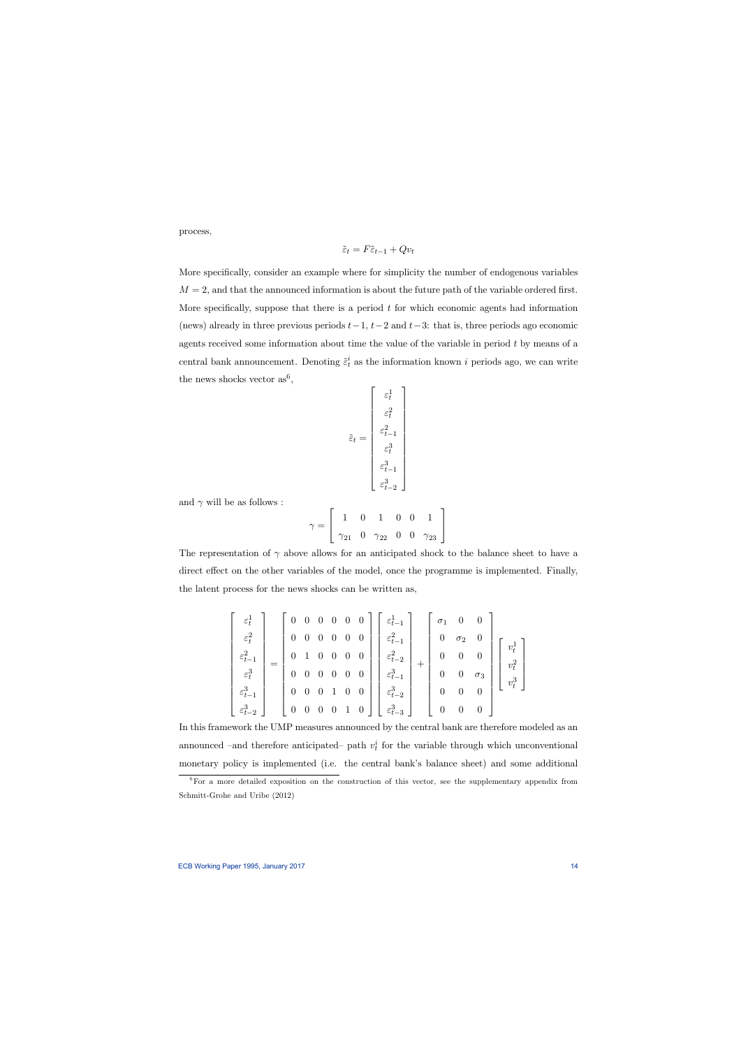process,

$$\tilde{\varepsilon}_t = F\tilde{\varepsilon}_{t-1} + Qv_t$$

More specifically, consider an example where for simplicity the number of endogenous variables $M = 2$, and that the announced information is about the future path of the variable ordered first. More specifically, suppose that there is a period $t$ for which economic agents had information (news) already in three previous periods $t-1$, $t-2$ and $t-3$: that is, three periods ago economic agents received some information about time the value of the variable in period $t$ by means of a central bank announcement. Denoting $\tilde{\varepsilon}_t^i$ as the information known $i$ periods ago, we can write the news shocks vector as[6],

$$\tilde{\varepsilon}_t = \begin{bmatrix} \varepsilon_t^1 \\ \varepsilon_t^2 \\ \varepsilon_{t-1}^2 \\ \varepsilon_t^3 \\ \varepsilon_{t-1}^3 \\ \varepsilon_{t-2}^3 \end{bmatrix}$$

and $\gamma$ will be as follows :

$$\gamma = \begin{bmatrix} 1 & 0 & 1 & 0 & 0 & 1 \\ \gamma_{21} & 0 & \gamma_{22} & 0 & 0 & \gamma_{23} \end{bmatrix}$$

The representation of $\gamma$ above allows for an anticipated shock to the balance sheet to have a direct effect on the other variables of the model, once the programme is implemented. Finally, the latent process for the news shocks can be written as,

$$\begin{bmatrix} \varepsilon_t^1 \\ \varepsilon_t^2 \\ \varepsilon_{t-1}^2 \\ \varepsilon_t^3 \\ \varepsilon_{t-1}^3 \\ \varepsilon_{t-2}^3 \end{bmatrix} = \begin{bmatrix} 0 & 0 & 0 & 0 & 0 & 0 \\ 0 & 0 & 0 & 0 & 0 & 0 \\ 0 & 1 & 0 & 0 & 0 & 0 \\ 0 & 0 & 0 & 0 & 0 & 0 \\ 0 & 0 & 0 & 1 & 0 & 0 \\ 0 & 0 & 0 & 0 & 1 & 0 \end{bmatrix} \begin{bmatrix} \varepsilon_{t-1}^1 \\ \varepsilon_{t-1}^2 \\ \varepsilon_{t-2}^2 \\ \varepsilon_{t-1}^3 \\ \varepsilon_{t-2}^3 \\ \varepsilon_{t-3}^3 \end{bmatrix} + \begin{bmatrix} \sigma_1 & 0 & 0 \\ 0 & \sigma_2 & 0 \\ 0 & 0 & 0 \\ 0 & 0 & \sigma_3 \\ 0 & 0 & 0 \\ 0 & 0 & 0 \end{bmatrix} \begin{bmatrix} v_t^1 \\ v_t^2 \\ v_t^3 \end{bmatrix}$$

In this framework the UMP measures announced by the central bank are therefore modeled as an announced –and therefore anticipated– path $v_t^i$ for the variable through which unconventional monetary policy is implemented (i.e. the central bank's balance sheet) and some additional

[6] For a more detailed exposition on the construction of this vector, see the supplementary appendix from Schmitt-Grohe and Uribe (2012)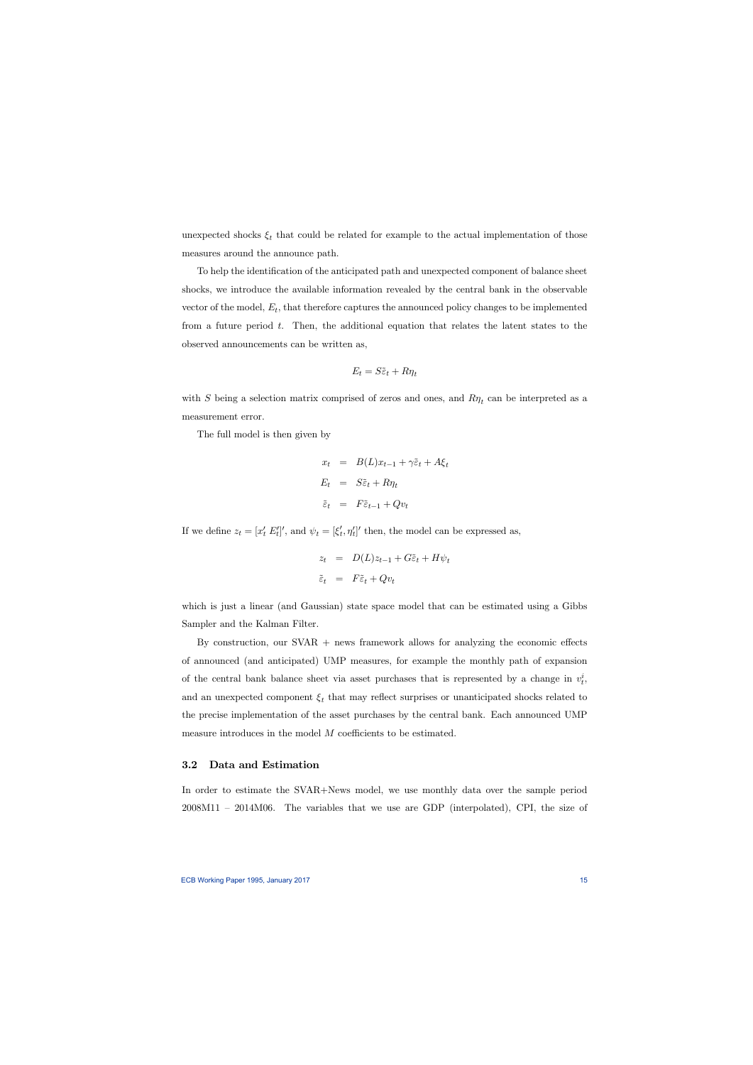unexpected shocks $\xi_t$ that could be related for example to the actual implementation of those measures around the announce path.

To help the identification of the anticipated path and unexpected component of balance sheet shocks, we introduce the available information revealed by the central bank in the observable vector of the model, $E_t$, that therefore captures the announced policy changes to be implemented from a future period $t$. Then, the additional equation that relates the latent states to the observed announcements can be written as,

$$E_t = S\tilde{\varepsilon}_t + R\eta_t$$

with $S$ being a selection matrix comprised of zeros and ones, and $R\eta_t$ can be interpreted as a measurement error.

The full model is then given by

$$\begin{aligned}
x_t &= B(L)x_{t-1} + \gamma\tilde{\varepsilon}_t + A\xi_t \\
E_t &= S\tilde{\varepsilon}_t + R\eta_t \\
\tilde{\varepsilon}_t &= F\tilde{\varepsilon}_{t-1} + Qv_t
\end{aligned}$$

If we define $z_t = [x_t' \; E_t']'$, and $\psi_t = [\xi_t', \eta_t']'$ then, the model can be expressed as,

$$\begin{aligned}
z_t &= D(L)z_{t-1} + G\tilde{\varepsilon}_t + H\psi_t \\
\tilde{\varepsilon}_t &= F\tilde{\varepsilon}_t + Qv_t
\end{aligned}$$

which is just a linear (and Gaussian) state space model that can be estimated using a Gibbs Sampler and the Kalman Filter.

By construction, our SVAR + news framework allows for analyzing the economic effects of announced (and anticipated) UMP measures, for example the monthly path of expansion of the central bank balance sheet via asset purchases that is represented by a change in $v_t^i$, and an unexpected component $\xi_t$ that may reflect surprises or unanticipated shocks related to the precise implementation of the asset purchases by the central bank. Each announced UMP measure introduces in the model $M$ coefficients to be estimated.

### 3.2 Data and Estimation

In order to estimate the SVAR+News model, we use monthly data over the sample period 2008M11 – 2014M06. The variables that we use are GDP (interpolated), CPI, the size of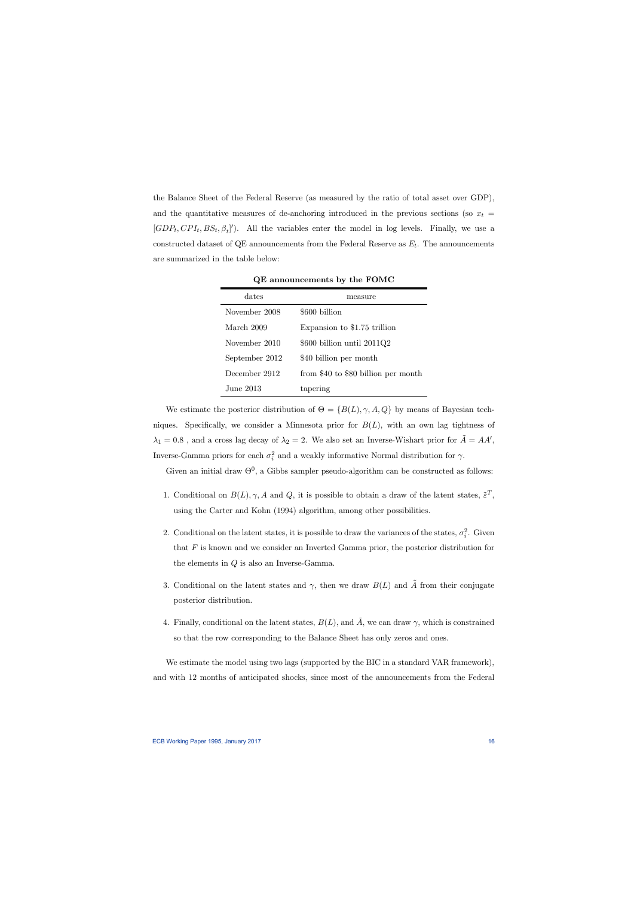the Balance Sheet of the Federal Reserve (as measured by the ratio of total asset over GDP), and the quantitative measures of de-anchoring introduced in the previous sections (so $x_t = [GDP_t, CPI_t, BS_t, \beta_t]'$). All the variables enter the model in log levels. Finally, we use a constructed dataset of QE announcements from the Federal Reserve as $E_t$. The announcements are summarized in the table below:

**QE announcements by the FOMC**

| dates | measure |
|---|---|
| November 2008 | \$600 billion |
| March 2009 | Expansion to \$1.75 trillion |
| November 2010 | \$600 billion until 2011Q2 |
| September 2012 | \$40 billion per month |
| December 2912 | from \$40 to \$80 billion per month |
| June 2013 | tapering |

We estimate the posterior distribution of $\Theta = \{B(L), \gamma, A, Q\}$ by means of Bayesian techniques. Specifically, we consider a Minnesota prior for $B(L)$, with an own lag tightness of $\lambda_1 = 0.8$ , and a cross lag decay of $\lambda_2 = 2$. We also set an Inverse-Wishart prior for $\tilde{A} = AA'$, Inverse-Gamma priors for each $\sigma_i^2$ and a weakly informative Normal distribution for $\gamma$.

Given an initial draw $\Theta^0$, a Gibbs sampler pseudo-algorithm can be constructed as follows:

1. Conditional on $B(L), \gamma, A$ and $Q$, it is possible to obtain a draw of the latent states, $\tilde{\varepsilon}^T$, using the Carter and Kohn (1994) algorithm, among other possibilities.
2. Conditional on the latent states, it is possible to draw the variances of the states, $\sigma_i^2$. Given that $F$ is known and we consider an Inverted Gamma prior, the posterior distribution for the elements in $Q$ is also an Inverse-Gamma.
3. Conditional on the latent states and $\gamma$, then we draw $B(L)$ and $\tilde{A}$ from their conjugate posterior distribution.
4. Finally, conditional on the latent states, $B(L)$, and $\tilde{A}$, we can draw $\gamma$, which is constrained so that the row corresponding to the Balance Sheet has only zeros and ones.

We estimate the model using two lags (supported by the BIC in a standard VAR framework), and with 12 months of anticipated shocks, since most of the announcements from the Federal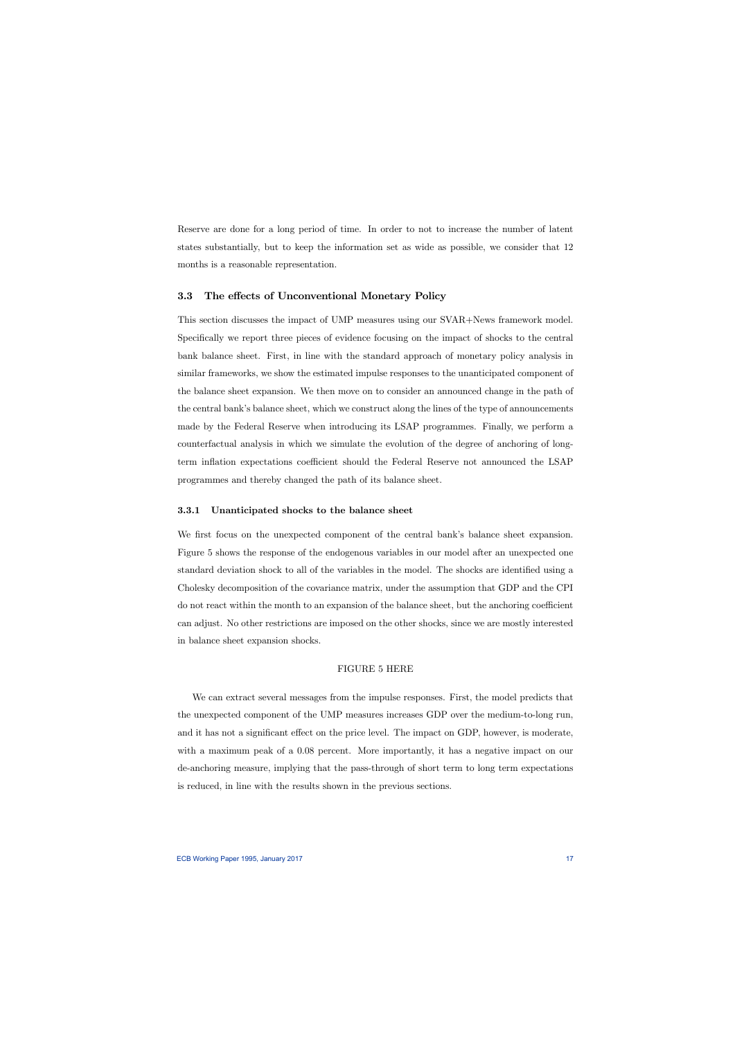Reserve are done for a long period of time. In order to not to increase the number of latent states substantially, but to keep the information set as wide as possible, we consider that 12 months is a reasonable representation.

### 3.3 The effects of Unconventional Monetary Policy

This section discusses the impact of UMP measures using our SVAR+News framework model. Specifically we report three pieces of evidence focusing on the impact of shocks to the central bank balance sheet. First, in line with the standard approach of monetary policy analysis in similar frameworks, we show the estimated impulse responses to the unanticipated component of the balance sheet expansion. We then move on to consider an announced change in the path of the central bank's balance sheet, which we construct along the lines of the type of announcements made by the Federal Reserve when introducing its LSAP programmes. Finally, we perform a counterfactual analysis in which we simulate the evolution of the degree of anchoring of long-term inflation expectations coefficient should the Federal Reserve not announced the LSAP programmes and thereby changed the path of its balance sheet.

#### 3.3.1 Unanticipated shocks to the balance sheet

We first focus on the unexpected component of the central bank's balance sheet expansion. Figure 5 shows the response of the endogenous variables in our model after an unexpected one standard deviation shock to all of the variables in the model. The shocks are identified using a Cholesky decomposition of the covariance matrix, under the assumption that GDP and the CPI do not react within the month to an expansion of the balance sheet, but the anchoring coefficient can adjust. No other restrictions are imposed on the other shocks, since we are mostly interested in balance sheet expansion shocks.

FIGURE 5 HERE

We can extract several messages from the impulse responses. First, the model predicts that the unexpected component of the UMP measures increases GDP over the medium-to-long run, and it has not a significant effect on the price level. The impact on GDP, however, is moderate, with a maximum peak of a 0.08 percent. More importantly, it has a negative impact on our de-anchoring measure, implying that the pass-through of short term to long term expectations is reduced, in line with the results shown in the previous sections.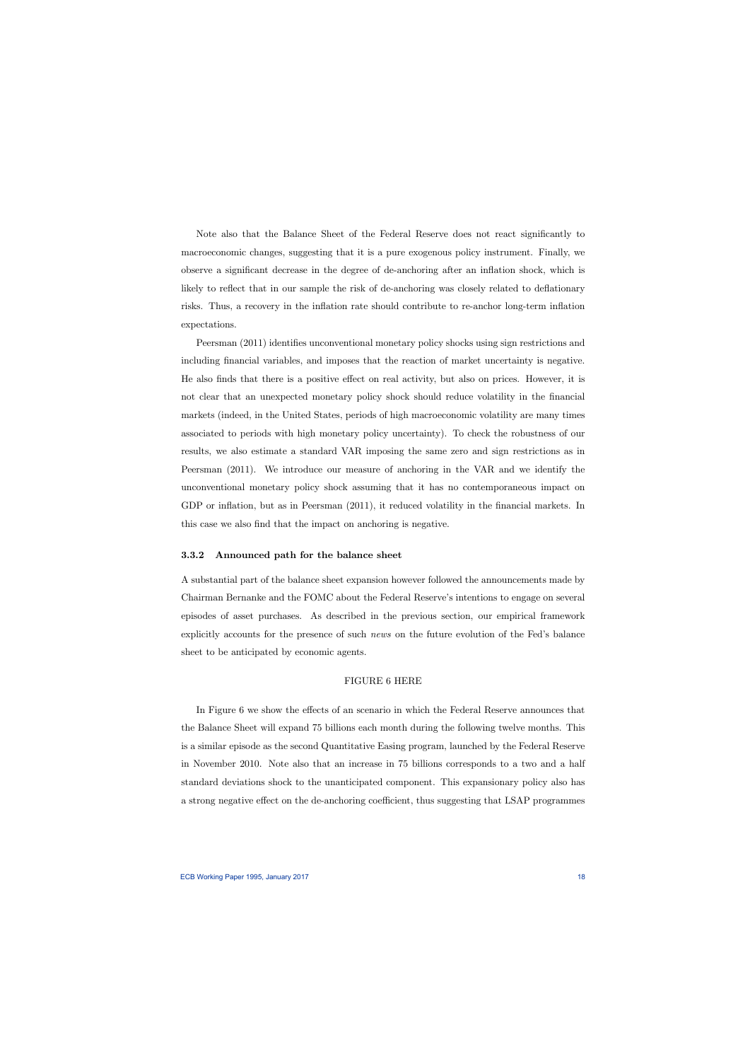Note also that the Balance Sheet of the Federal Reserve does not react significantly to macroeconomic changes, suggesting that it is a pure exogenous policy instrument. Finally, we observe a significant decrease in the degree of de-anchoring after an inflation shock, which is likely to reflect that in our sample the risk of de-anchoring was closely related to deflationary risks. Thus, a recovery in the inflation rate should contribute to re-anchor long-term inflation expectations.

Peersman (2011) identifies unconventional monetary policy shocks using sign restrictions and including financial variables, and imposes that the reaction of market uncertainty is negative. He also finds that there is a positive effect on real activity, but also on prices. However, it is not clear that an unexpected monetary policy shock should reduce volatility in the financial markets (indeed, in the United States, periods of high macroeconomic volatility are many times associated to periods with high monetary policy uncertainty). To check the robustness of our results, we also estimate a standard VAR imposing the same zero and sign restrictions as in Peersman (2011). We introduce our measure of anchoring in the VAR and we identify the unconventional monetary policy shock assuming that it has no contemporaneous impact on GDP or inflation, but as in Peersman (2011), it reduced volatility in the financial markets. In this case we also find that the impact on anchoring is negative.

### 3.3.2 Announced path for the balance sheet

A substantial part of the balance sheet expansion however followed the announcements made by Chairman Bernanke and the FOMC about the Federal Reserve's intentions to engage on several episodes of asset purchases. As described in the previous section, our empirical framework explicitly accounts for the presence of such *news* on the future evolution of the Fed's balance sheet to be anticipated by economic agents.

FIGURE 6 HERE

In Figure 6 we show the effects of an scenario in which the Federal Reserve announces that the Balance Sheet will expand 75 billions each month during the following twelve months. This is a similar episode as the second Quantitative Easing program, launched by the Federal Reserve in November 2010. Note also that an increase in 75 billions corresponds to a two and a half standard deviations shock to the unanticipated component. This expansionary policy also has a strong negative effect on the de-anchoring coefficient, thus suggesting that LSAP programmes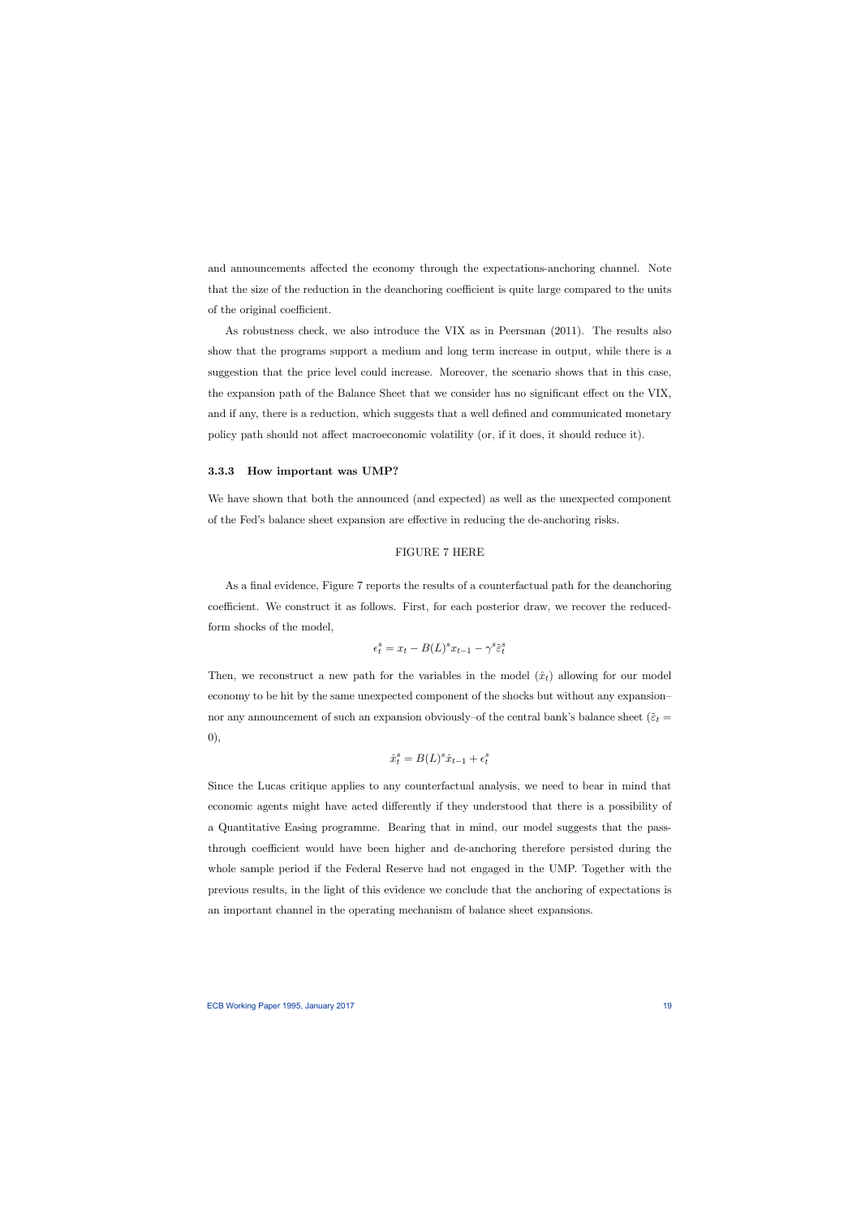and announcements affected the economy through the expectations-anchoring channel. Note that the size of the reduction in the deanchoring coefficient is quite large compared to the units of the original coefficient.

As robustness check, we also introduce the VIX as in Peersman (2011). The results also show that the programs support a medium and long term increase in output, while there is a suggestion that the price level could increase. Moreover, the scenario shows that in this case, the expansion path of the Balance Sheet that we consider has no significant effect on the VIX, and if any, there is a reduction, which suggests that a well defined and communicated monetary policy path should not affect macroeconomic volatility (or, if it does, it should reduce it).

### 3.3.3 How important was UMP?

We have shown that both the announced (and expected) as well as the unexpected component of the Fed's balance sheet expansion are effective in reducing the de-anchoring risks.

FIGURE 7 HERE

As a final evidence, Figure 7 reports the results of a counterfactual path for the deanchoring coefficient. We construct it as follows. First, for each posterior draw, we recover the reduced-form shocks of the model,

$$\epsilon_t^s = x_t - B(L)^s x_{t-1} - \gamma^s \tilde{\varepsilon}_t^s$$

Then, we reconstruct a new path for the variables in the model ($\hat{x}_t$) allowing for our model economy to be hit by the same unexpected component of the shocks but without any expansion– nor any announcement of such an expansion obviously–of the central bank's balance sheet ($\tilde{\varepsilon}_t = 0$),

$$\hat{x}_t^s = B(L)^s \hat{x}_{t-1} + \epsilon_t^s$$

Since the Lucas critique applies to any counterfactual analysis, we need to bear in mind that economic agents might have acted differently if they understood that there is a possibility of a Quantitative Easing programme. Bearing that in mind, our model suggests that the pass-through coefficient would have been higher and de-anchoring therefore persisted during the whole sample period if the Federal Reserve had not engaged in the UMP. Together with the previous results, in the light of this evidence we conclude that the anchoring of expectations is an important channel in the operating mechanism of balance sheet expansions.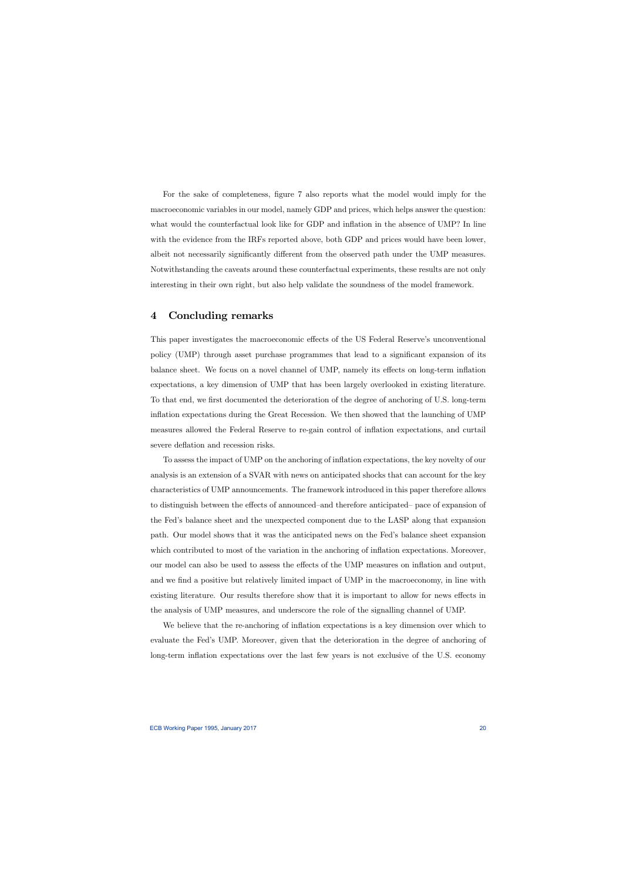For the sake of completeness, figure 7 also reports what the model would imply for the macroeconomic variables in our model, namely GDP and prices, which helps answer the question: what would the counterfactual look like for GDP and inflation in the absence of UMP? In line with the evidence from the IRFs reported above, both GDP and prices would have been lower, albeit not necessarily significantly different from the observed path under the UMP measures. Notwithstanding the caveats around these counterfactual experiments, these results are not only interesting in their own right, but also help validate the soundness of the model framework.

## 4 Concluding remarks

This paper investigates the macroeconomic effects of the US Federal Reserve's unconventional policy (UMP) through asset purchase programmes that lead to a significant expansion of its balance sheet. We focus on a novel channel of UMP, namely its effects on long-term inflation expectations, a key dimension of UMP that has been largely overlooked in existing literature. To that end, we first documented the deterioration of the degree of anchoring of U.S. long-term inflation expectations during the Great Recession. We then showed that the launching of UMP measures allowed the Federal Reserve to re-gain control of inflation expectations, and curtail severe deflation and recession risks.

To assess the impact of UMP on the anchoring of inflation expectations, the key novelty of our analysis is an extension of a SVAR with news on anticipated shocks that can account for the key characteristics of UMP announcements. The framework introduced in this paper therefore allows to distinguish between the effects of announced–and therefore anticipated– pace of expansion of the Fed's balance sheet and the unexpected component due to the LASP along that expansion path. Our model shows that it was the anticipated news on the Fed's balance sheet expansion which contributed to most of the variation in the anchoring of inflation expectations. Moreover, our model can also be used to assess the effects of the UMP measures on inflation and output, and we find a positive but relatively limited impact of UMP in the macroeconomy, in line with existing literature. Our results therefore show that it is important to allow for news effects in the analysis of UMP measures, and underscore the role of the signalling channel of UMP.

We believe that the re-anchoring of inflation expectations is a key dimension over which to evaluate the Fed's UMP. Moreover, given that the deterioration in the degree of anchoring of long-term inflation expectations over the last few years is not exclusive of the U.S. economy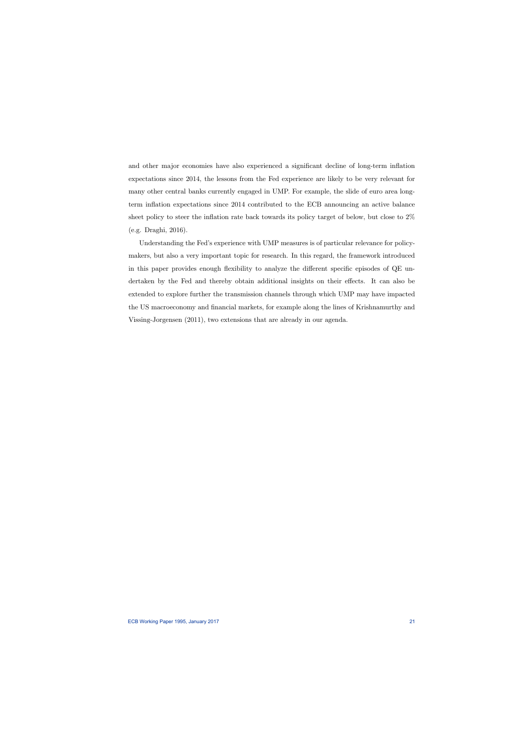and other major economies have also experienced a significant decline of long-term inflation expectations since 2014, the lessons from the Fed experience are likely to be very relevant for many other central banks currently engaged in UMP. For example, the slide of euro area long-term inflation expectations since 2014 contributed to the ECB announcing an active balance sheet policy to steer the inflation rate back towards its policy target of below, but close to 2% (e.g. Draghi, 2016).

Understanding the Fed's experience with UMP measures is of particular relevance for policy-makers, but also a very important topic for research. In this regard, the framework introduced in this paper provides enough flexibility to analyze the different specific episodes of QE undertaken by the Fed and thereby obtain additional insights on their effects. It can also be extended to explore further the transmission channels through which UMP may have impacted the US macroeconomy and financial markets, for example along the lines of Krishnamurthy and Vissing-Jorgensen (2011), two extensions that are already in our agenda.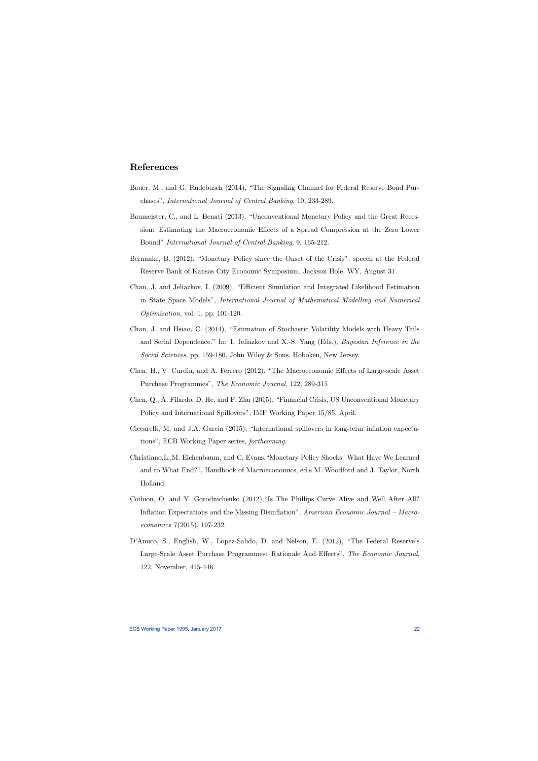## References

Bauer, M., and G. Rudebusch (2014), "The Signaling Channel for Federal Reserve Bond Purchases", *International Journal of Central Banking*, 10, 233-289.

Baumeister, C., and L. Benati (2013), "Unconventional Monetary Policy and the Great Recession: Estimating the Macroeconomic Effects of a Spread Compression at the Zero Lower Bound" *International Journal of Central Banking*, 9, 165-212.

Bernanke, B. (2012), "Monetary Policy since the Onset of the Crisis", speech at the Federal Reserve Bank of Kansas City Economic Symposium, Jackson Hole, WY, August 31.

Chan, J. and Jeliazkov, I. (2009), "Efficient Simulation and Integrated Likelihood Estimation in State Space Models", *International Journal of Mathematical Modelling and Numerical Optimisation*, vol. 1, pp. 101-120.

Chan, J. and Hsiao, C. (2014), "Estimation of Stochastic Volatility Models with Heavy Tails and Serial Dependence." In: I. Jeliazkov and X.-S. Yang (Eds.), *Bayesian Inference in the Social Sciences*, pp. 159-180, John Wiley & Sons, Hoboken, New Jersey.

Chen, H., V. Curdia, and A. Ferrero (2012), "The Macroeconomic Effects of Large-scale Asset Purchase Programmes", *The Economic Journal*, 122, 289-315

Chen, Q., A. Filardo, D. He, and F. Zhu (2015), "Financial Crisis, US Unconventional Monetary Policy and International Spillovers", IMF Working Paper 15/85, April.

Ciccarelli, M. and J.A. Garcia (2015), "International spillovers in long-term inflation expectations", ECB Working Paper series, *forthcoming*.

Christiano,L.,M. Eichenbaum, and C. Evans,"Monetary Policy Shocks: What Have We Learned and to What End?", Handbook of Macroeconomics, ed.s M. Woodford and J. Taylor, North Holland.

Coibion, O. and Y. Gorodnichenko (2012),"Is The Phillips Curve Alive and Well After All? Inflation Expectations and the Missing Disinflation", *American Economic Journal – Macroeconomics* 7(2015), 197-232.

D'Amico, S., English, W., Lopez-Salido, D. and Nelson, E. (2012), "The Federal Reserve's Large-Scale Asset Purchase Programmes: Rationale And Effects", *The Economic Journal*, 122, November, 415-446.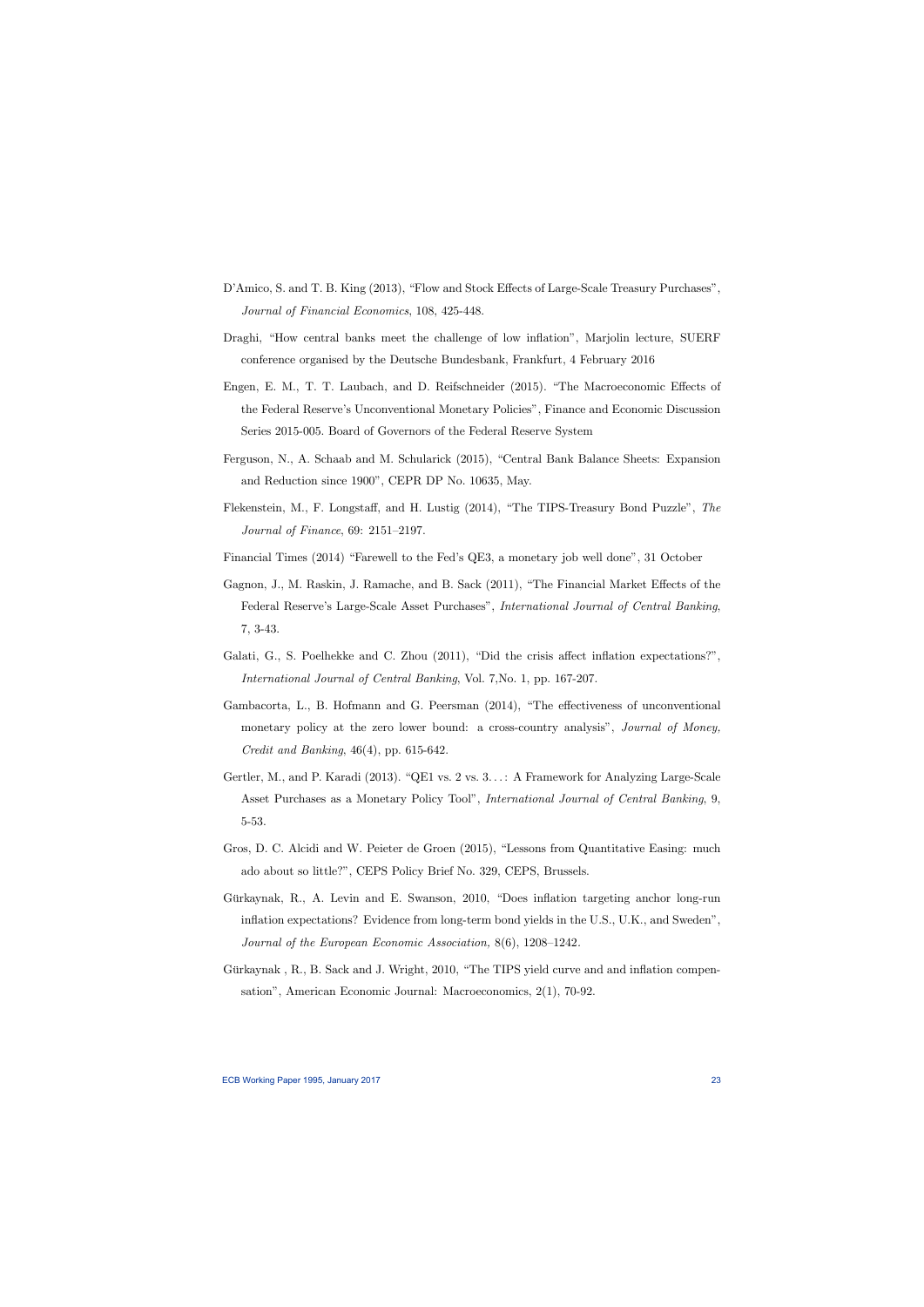D'Amico, S. and T. B. King (2013), "Flow and Stock Effects of Large-Scale Treasury Purchases", *Journal of Financial Economics*, 108, 425-448.

Draghi, "How central banks meet the challenge of low inflation", Marjolin lecture, SUERF conference organised by the Deutsche Bundesbank, Frankfurt, 4 February 2016

Engen, E. M., T. T. Laubach, and D. Reifschneider (2015). "The Macroeconomic Effects of the Federal Reserve's Unconventional Monetary Policies", Finance and Economic Discussion Series 2015-005. Board of Governors of the Federal Reserve System

Ferguson, N., A. Schaab and M. Schularick (2015), "Central Bank Balance Sheets: Expansion and Reduction since 1900", CEPR DP No. 10635, May.

Flekenstein, M., F. Longstaff, and H. Lustig (2014), "The TIPS-Treasury Bond Puzzle", *The Journal of Finance*, 69: 2151–2197.

Financial Times (2014) "Farewell to the Fed's QE3, a monetary job well done", 31 October

Gagnon, J., M. Raskin, J. Ramache, and B. Sack (2011), "The Financial Market Effects of the Federal Reserve's Large-Scale Asset Purchases", *International Journal of Central Banking*, 7, 3-43.

Galati, G., S. Poelhekke and C. Zhou (2011), "Did the crisis affect inflation expectations?", *International Journal of Central Banking*, Vol. 7,No. 1, pp. 167-207.

Gambacorta, L., B. Hofmann and G. Peersman (2014), "The effectiveness of unconventional monetary policy at the zero lower bound: a cross-country analysis", *Journal of Money, Credit and Banking*, 46(4), pp. 615-642.

Gertler, M., and P. Karadi (2013). "QE1 vs. 2 vs. 3. . . : A Framework for Analyzing Large-Scale Asset Purchases as a Monetary Policy Tool", *International Journal of Central Banking*, 9, 5-53.

Gros, D. C. Alcidi and W. Peieter de Groen (2015), "Lessons from Quantitative Easing: much ado about so little?", CEPS Policy Brief No. 329, CEPS, Brussels.

Gürkaynak, R., A. Levin and E. Swanson, 2010, "Does inflation targeting anchor long-run inflation expectations? Evidence from long-term bond yields in the U.S., U.K., and Sweden", *Journal of the European Economic Association*, 8(6), 1208–1242.

Gürkaynak , R., B. Sack and J. Wright, 2010, "The TIPS yield curve and and inflation compensation", American Economic Journal: Macroeconomics, 2(1), 70-92.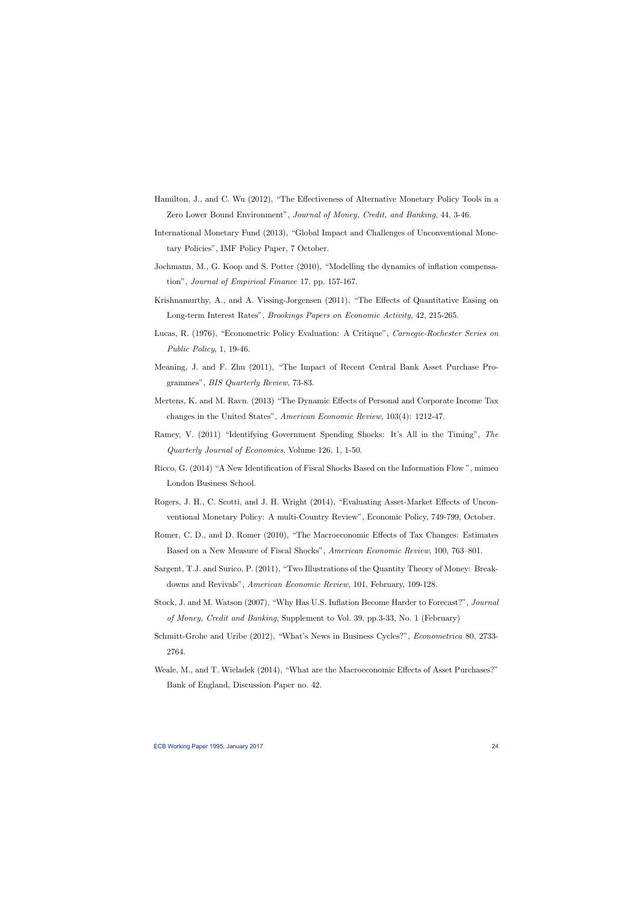Hamilton, J., and C. Wu (2012), "The Effectiveness of Alternative Monetary Policy Tools in a Zero Lower Bound Environment", *Journal of Money, Credit, and Banking*, 44, 3-46.

International Monetary Fund (2013), "Global Impact and Challenges of Unconventional Monetary Policies", IMF Policy Paper, 7 October.

Jochmann, M., G. Koop and S. Potter (2010), "Modelling the dynamics of inflation compensation", *Journal of Empirical Finance* 17, pp. 157-167.

Krishnamurthy, A., and A. Vissing-Jorgensen (2011), "The Effects of Quantitative Easing on Long-term Interest Rates", *Brookings Papers on Economic Activity*, 42, 215-265.

Lucas, R. (1976), "Econometric Policy Evaluation: A Critique", *Carnegie-Rochester Series on Public Policy*, 1, 19-46.

Meaning, J. and F. Zhu (2011), "The Impact of Recent Central Bank Asset Purchase Programmes", *BIS Quarterly Review*, 73-83.

Mertens, K. and M. Ravn. (2013) "The Dynamic Effects of Personal and Corporate Income Tax changes in the United States", *American Economic Review,* 103(4): 1212-47.

Ramey, V. (2011) "Identifying Government Spending Shocks: It's All in the Timing", *The Quarterly Journal of Economics*, Volume 126, 1, 1-50.

Ricco, G. (2014) "A New Identification of Fiscal Shocks Based on the Information Flow ", mimeo London Business School.

Rogers, J. H., C. Scotti, and J. H. Wright (2014), "Evaluating Asset-Market Effects of Unconventional Monetary Policy: A multi-Country Review", Economic Policy, 749-799, October.

Romer, C. D., and D. Romer (2010), "The Macroeconomic Effects of Tax Changes: Estimates Based on a New Measure of Fiscal Shocks", *American Economic Review*, 100, 763–801.

Sargent, T.J. and Surico, P. (2011), "Two Illustrations of the Quantity Theory of Money: Breakdowns and Revivals", *American Economic Review*, 101, February, 109-128.

Stock, J. and M. Watson (2007), "Why Has U.S. Inflation Become Harder to Forecast?", *Journal of Money, Credit and Banking*, Supplement to Vol. 39, pp.3-33, No. 1 (February)

Schmitt-Grohe and Uribe (2012), "What's News in Business Cycles?", *Econometrica* 80, 2733-2764.

Weale, M., and T. Wieladek (2014), "What are the Macroeconomic Effects of Asset Purchases?" Bank of England, Discussion Paper no. 42.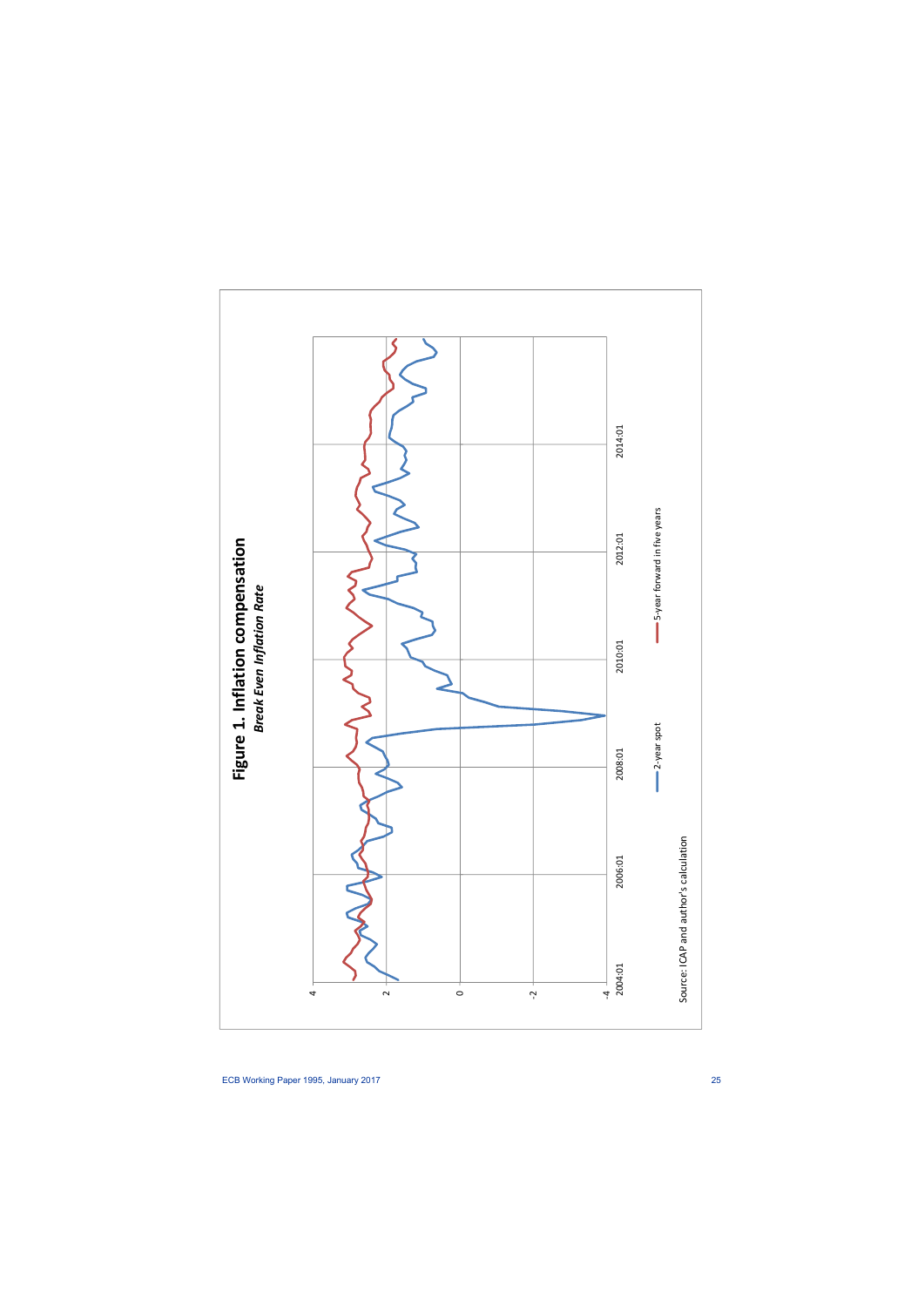# Figure 1. Inflation compensation

***Break Even Inflation Rate***

Source: ICAP and author's calculation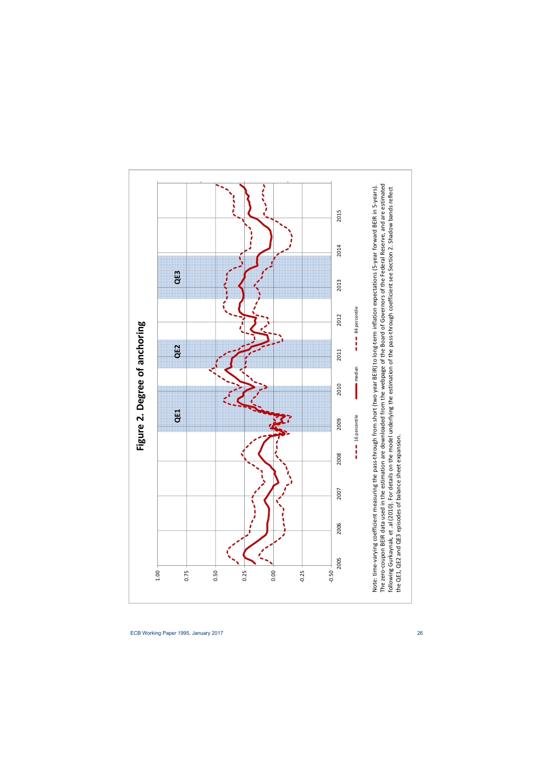## Figure 2. Degree of anchoring

Note: time-varying coefficient measuring the pass-through from short (two year BEIR) to long-term inflation expectations (5-year forward BEIR in 5-years). The zero-coupon BEIR data used in the estimation are downloaded from the webpage of the Board of Governors of the Federal Reserve, and are estimated following Gurkaynak, et .al (2010). For details on the model underlying the estimation of the pass-through coefficient see Section 2. Shadow bands reflect the QE1, QE2 and QE3 episodes of balance sheet expansion.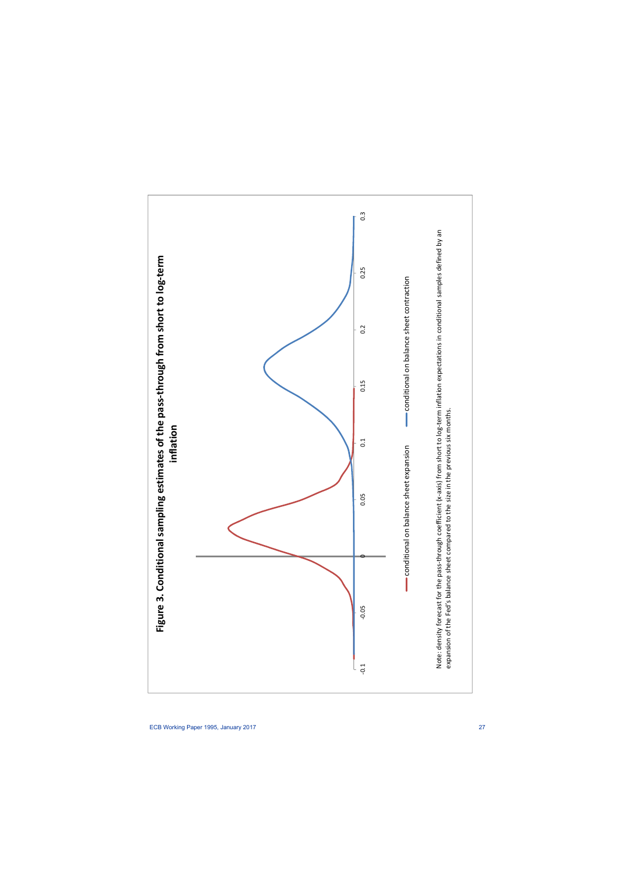**Figure 3. Conditional sampling estimates of the pass-through from short to log-term inflation**

Note: density forecast for the pass-through coefficient (x-axis) from short to log-term inflation expectations in conditional samples defined by an expansion of the Fed's balance sheet compared to the size in the previous six months.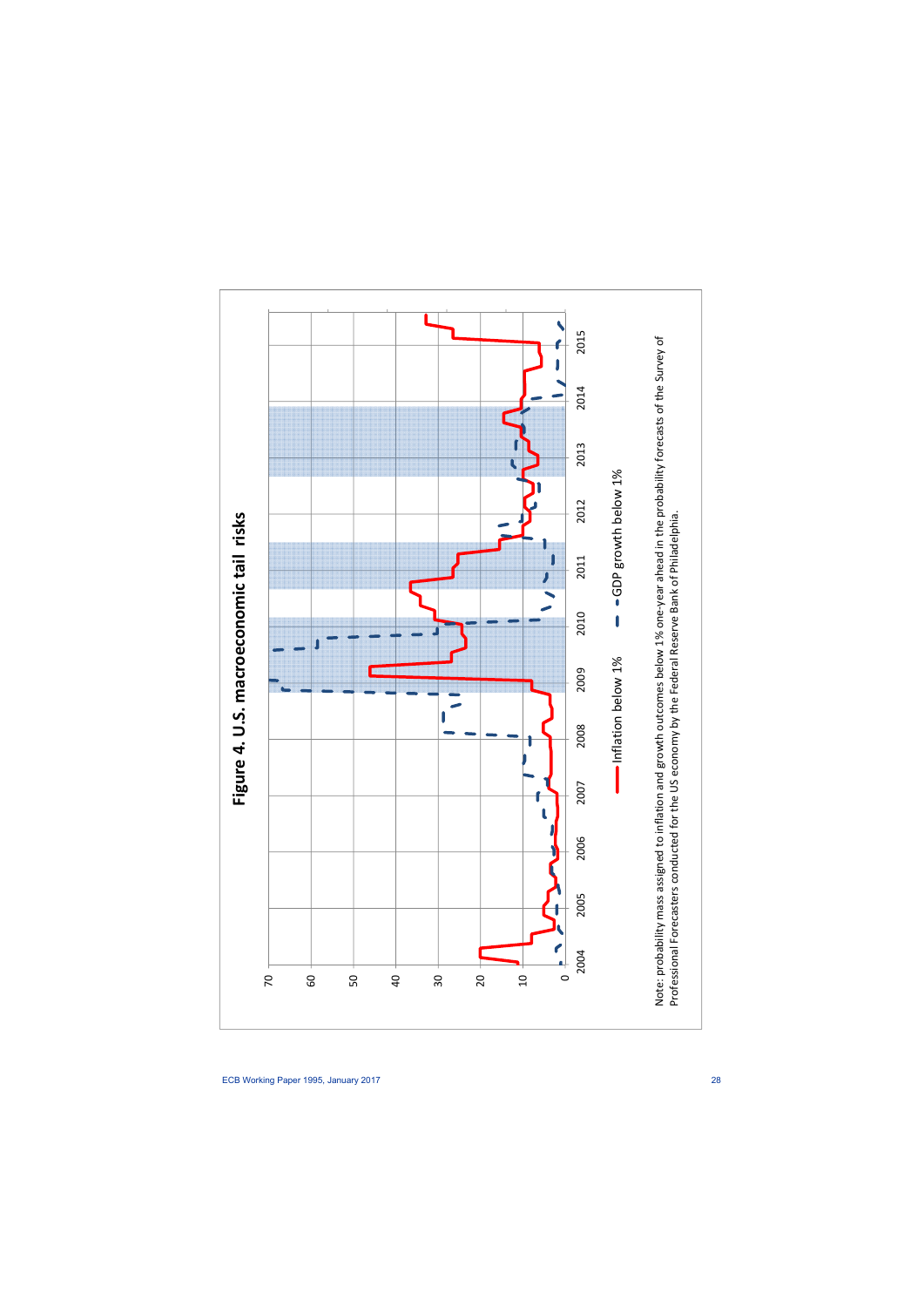**Figure 4. U.S. macroeconomic tail risks**

Note: probability mass assigned to inflation and growth outcomes below 1% one-year ahead in the probability forecasts of the Survey of Professional Forecasters conducted for the US economy by the Federal Reserve Bank of Philadelphia.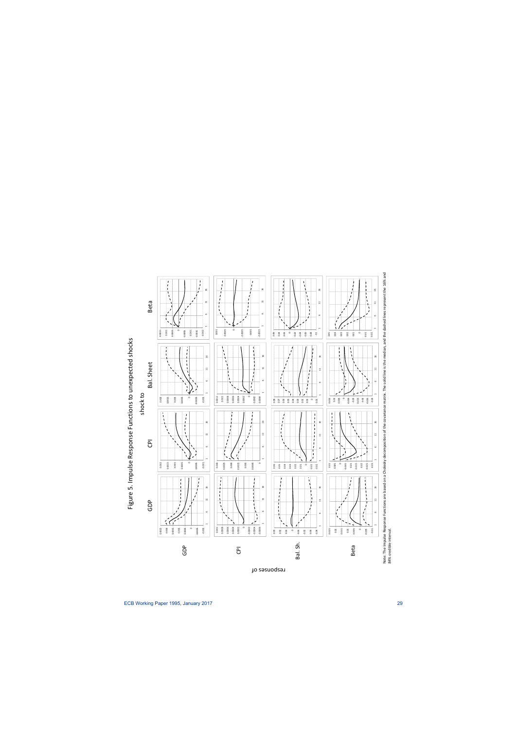Figure 5. Impulse Response Functions to unexpected shocks

shock to

GDP | CPI | Bal. Sheet | Beta

responses of

GDP

CPI

Bal. Sh.

Beta

Note: The Impulse Response Functions are based on a Cholesky decomposition of the covariance matrix. The solid line is the median, and the dashed lines represent the 16% and 84% credible interval.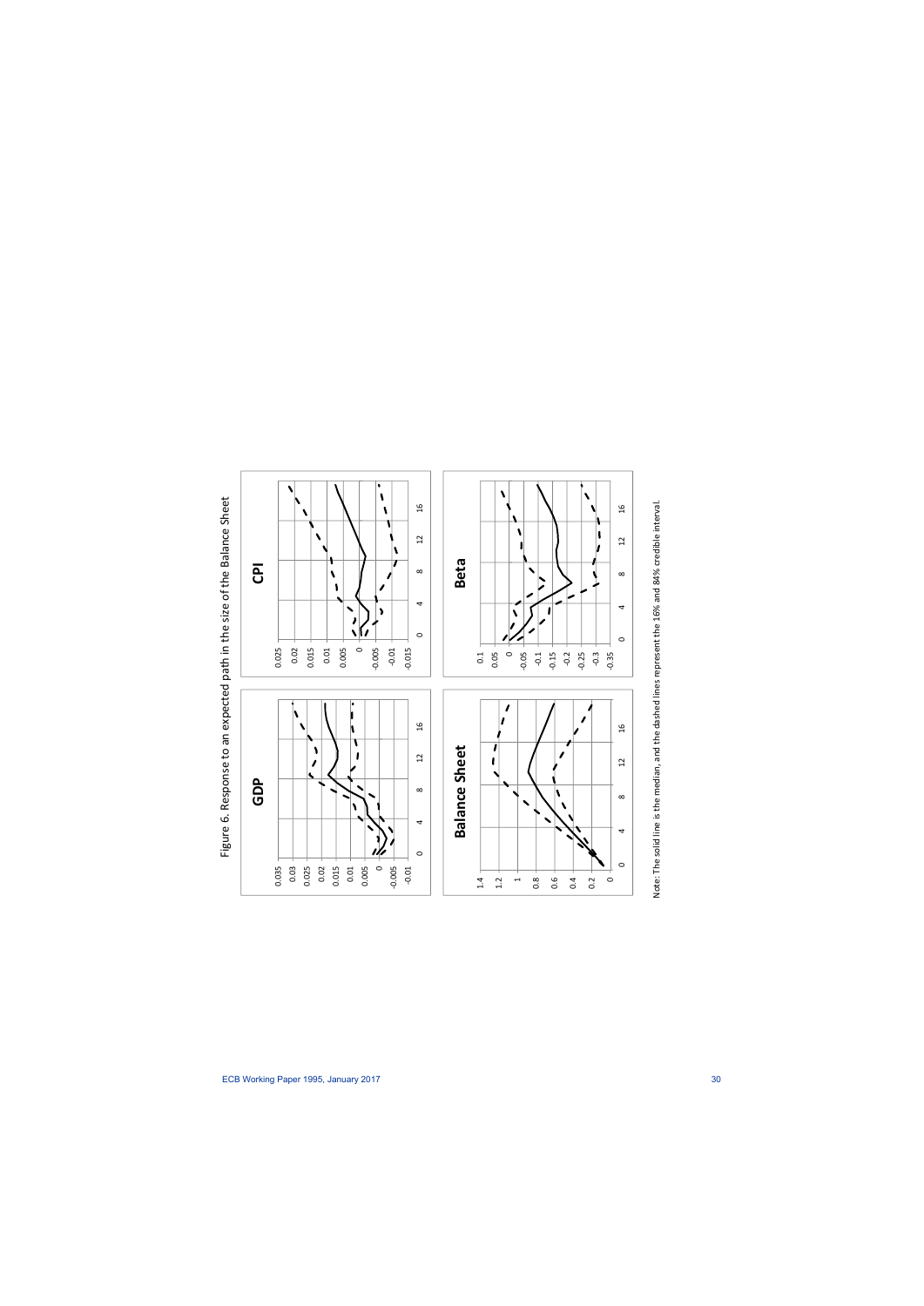Figure 6. Response to an expected path in the size of the Balance Sheet

Note: The solid line is the median, and the dashed lines represent the 16% and 84% credible interval.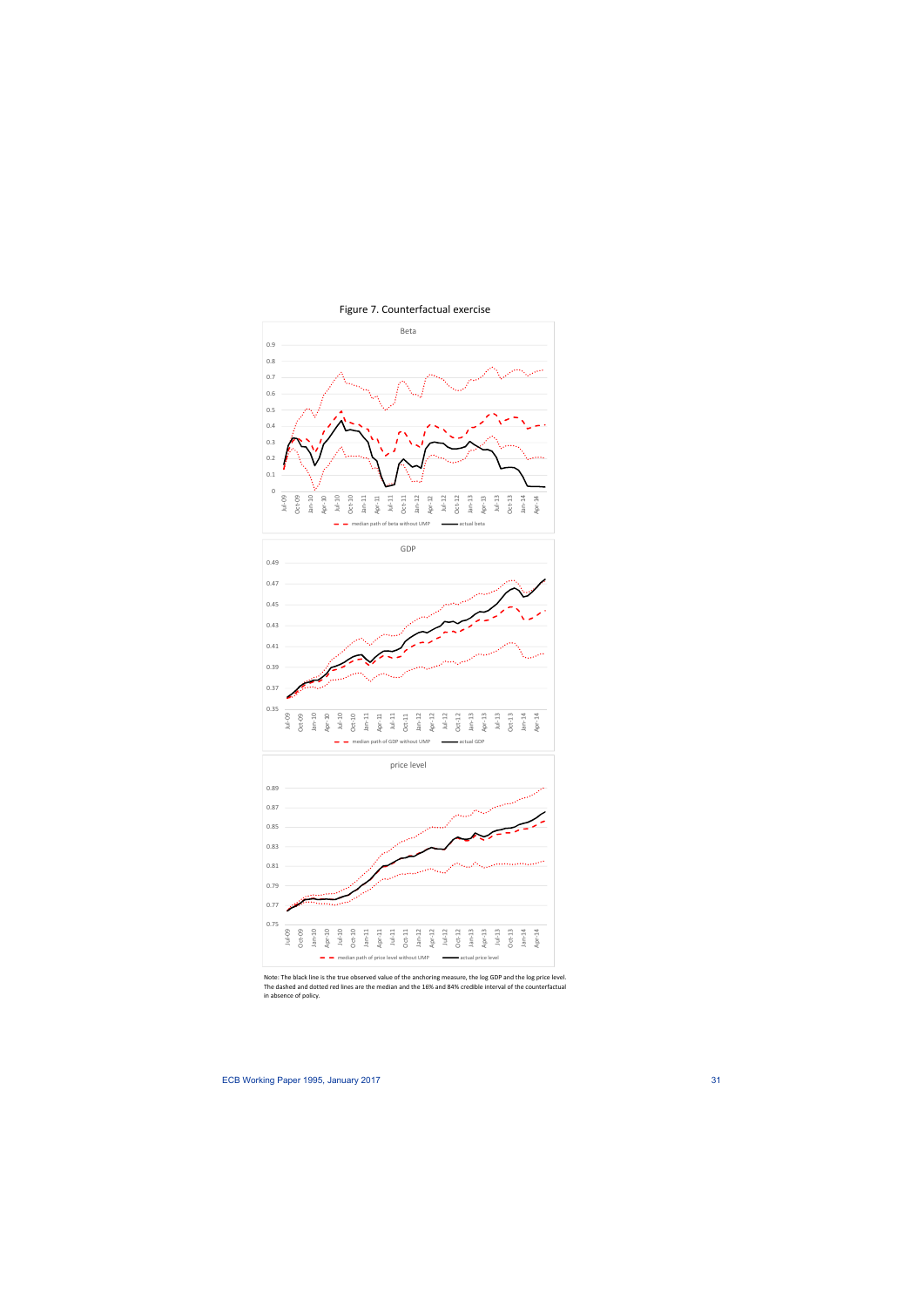Figure 7. Counterfactual exercise

Note: The black line is the true observed value of the anchoring measure, the log GDP and the log price level. The dashed and dotted red lines are the median and the 16% and 84% credible interval of the counterfactual in absence of policy.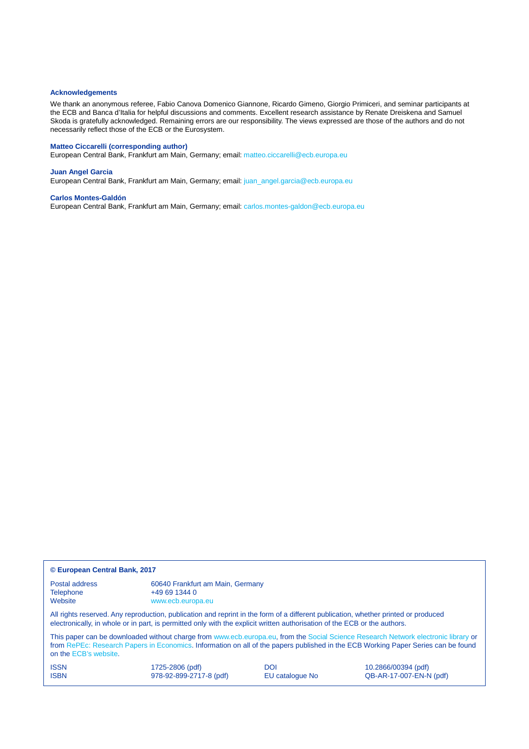**Acknowledgements**

We thank an anonymous referee, Fabio Canova Domenico Giannone, Ricardo Gimeno, Giorgio Primiceri, and seminar participants at the ECB and Banca d'Italia for helpful discussions and comments. Excellent research assistance by Renate Dreiskena and Samuel Skoda is gratefully acknowledged. Remaining errors are our responsibility. The views expressed are those of the authors and do not necessarily reflect those of the ECB or the Eurosystem.

**Matteo Ciccarelli (corresponding author)**
European Central Bank, Frankfurt am Main, Germany; email: matteo.ciccarelli@ecb.europa.eu

**Juan Angel Garcia**
European Central Bank, Frankfurt am Main, Germany; email: juan_angel.garcia@ecb.europa.eu

**Carlos Montes-Galdón**
European Central Bank, Frankfurt am Main, Germany; email: carlos.montes-galdon@ecb.europa.eu

**© European Central Bank, 2017**

| | |
|---|---|
| Postal address | 60640 Frankfurt am Main, Germany |
| Telephone | +49 69 1344 0 |
| Website | www.ecb.europa.eu |

All rights reserved. Any reproduction, publication and reprint in the form of a different publication, whether printed or produced electronically, in whole or in part, is permitted only with the explicit written authorisation of the ECB or the authors.

This paper can be downloaded without charge from www.ecb.europa.eu, from the Social Science Research Network electronic library or from RePEc: Research Papers in Economics. Information on all of the papers published in the ECB Working Paper Series can be found on the ECB's website.

| | | | |
|---|---|---|---|
| ISSN | 1725-2806 (pdf) | DOI | 10.2866/00394 (pdf) |
| ISBN | 978-92-899-2717-8 (pdf) | EU catalogue No | QB-AR-17-007-EN-N (pdf) |